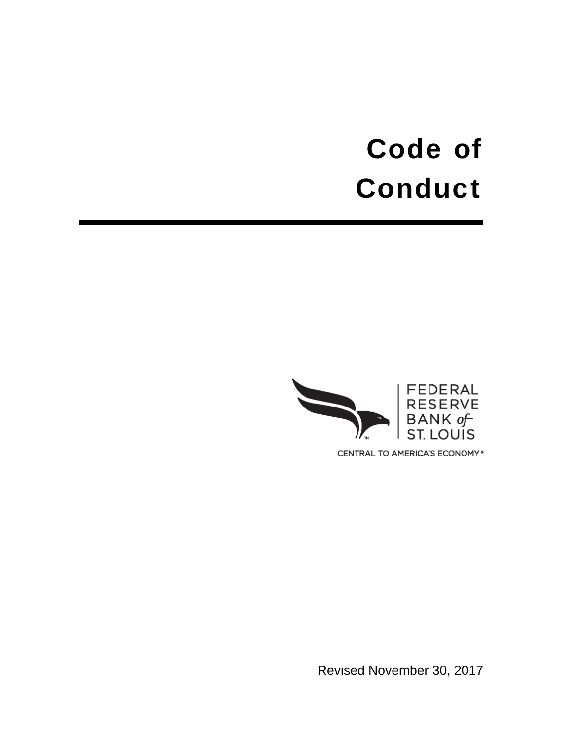# Code of Conduct

FEDERAL RESERVE BANK of ST. LOUIS

CENTRAL TO AMERICA'S ECONOMY®

Revised November 30, 2017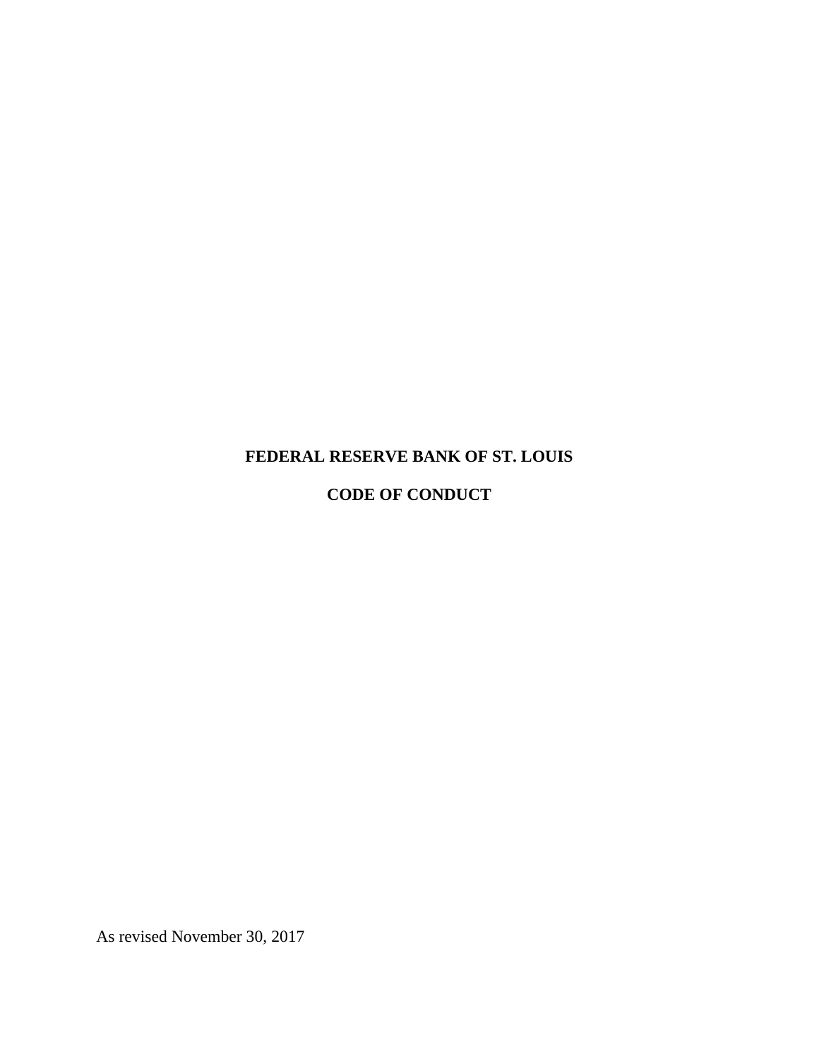# FEDERAL RESERVE BANK OF ST. LOUIS

# CODE OF CONDUCT

As revised November 30, 2017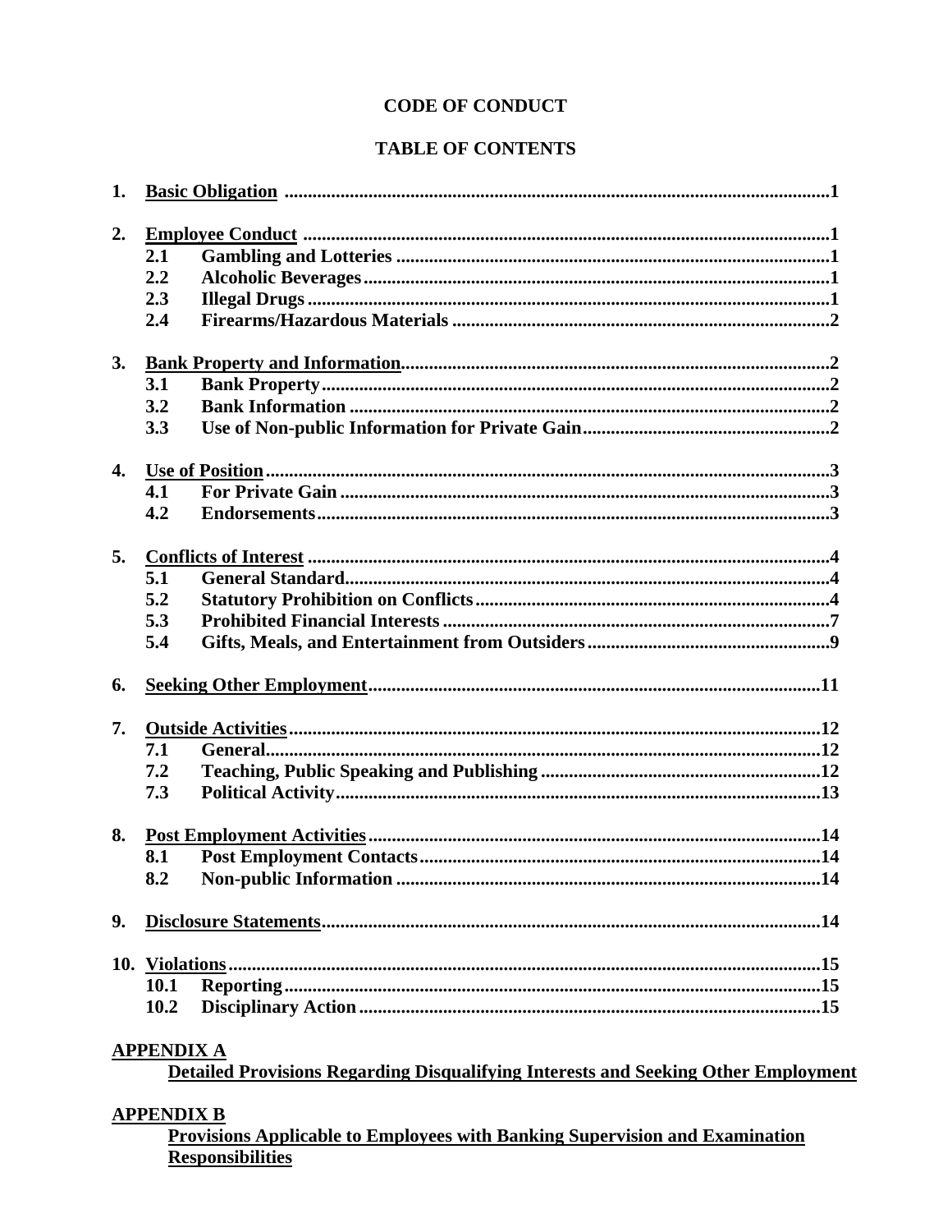# CODE OF CONDUCT

## TABLE OF CONTENTS

1. **Basic Obligation** .................................................................................................1

2. **Employee Conduct** ...............................................................................................1
   - 2.1 **Gambling and Lotteries** ..............................................................................1
   - 2.2 **Alcoholic Beverages** ...................................................................................1
   - 2.3 **Illegal Drugs** ................................................................................................1
   - 2.4 **Firearms/Hazardous Materials** ...................................................................2

3. **Bank Property and Information** ..........................................................................2
   - 3.1 **Bank Property** ..............................................................................................2
   - 3.2 **Bank Information** .........................................................................................2
   - 3.3 **Use of Non-public Information for Private Gain** .......................................2

4. **Use of Position** .......................................................................................................3
   - 4.1 **For Private Gain** ..........................................................................................3
   - 4.2 **Endorsements** ...............................................................................................3

5. **Conflicts of Interest** ...............................................................................................4
   - 5.1 **General Standard** ..........................................................................................4
   - 5.2 **Statutory Prohibition on Conflicts** ...............................................................4
   - 5.3 **Prohibited Financial Interests** .......................................................................7
   - 5.4 **Gifts, Meals, and Entertainment from Outsiders** .......................................9

6. **Seeking Other Employment** ................................................................................11

7. **Outside Activities** .................................................................................................12
   - 7.1 **General** ........................................................................................................12
   - 7.2 **Teaching, Public Speaking and Publishing** .................................................12
   - 7.3 **Political Activity** ..........................................................................................13

8. **Post Employment Activities** ................................................................................14
   - 8.1 **Post Employment Contacts** .........................................................................14
   - 8.2 **Non-public Information** ..............................................................................14

9. **Disclosure Statements** ..........................................................................................14

10. **Violations** ..............................................................................................................15
    - 10.1 **Reporting** .....................................................................................................15
    - 10.2 **Disciplinary Action** .....................................................................................15

**APPENDIX A**
**Detailed Provisions Regarding Disqualifying Interests and Seeking Other Employment**

**APPENDIX B**
**Provisions Applicable to Employees with Banking Supervision and Examination Responsibilities**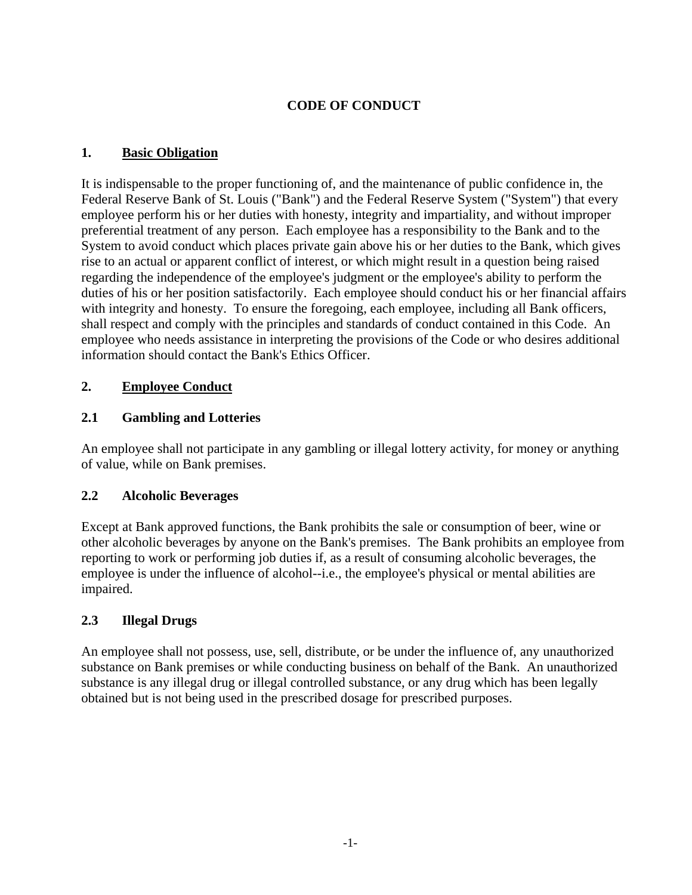# CODE OF CONDUCT

## 1. Basic Obligation

It is indispensable to the proper functioning of, and the maintenance of public confidence in, the Federal Reserve Bank of St. Louis ("Bank") and the Federal Reserve System ("System") that every employee perform his or her duties with honesty, integrity and impartiality, and without improper preferential treatment of any person. Each employee has a responsibility to the Bank and to the System to avoid conduct which places private gain above his or her duties to the Bank, which gives rise to an actual or apparent conflict of interest, or which might result in a question being raised regarding the independence of the employee's judgment or the employee's ability to perform the duties of his or her position satisfactorily. Each employee should conduct his or her financial affairs with integrity and honesty. To ensure the foregoing, each employee, including all Bank officers, shall respect and comply with the principles and standards of conduct contained in this Code. An employee who needs assistance in interpreting the provisions of the Code or who desires additional information should contact the Bank's Ethics Officer.

## 2. Employee Conduct

### 2.1 Gambling and Lotteries

An employee shall not participate in any gambling or illegal lottery activity, for money or anything of value, while on Bank premises.

### 2.2 Alcoholic Beverages

Except at Bank approved functions, the Bank prohibits the sale or consumption of beer, wine or other alcoholic beverages by anyone on the Bank's premises. The Bank prohibits an employee from reporting to work or performing job duties if, as a result of consuming alcoholic beverages, the employee is under the influence of alcohol--i.e., the employee's physical or mental abilities are impaired.

### 2.3 Illegal Drugs

An employee shall not possess, use, sell, distribute, or be under the influence of, any unauthorized substance on Bank premises or while conducting business on behalf of the Bank. An unauthorized substance is any illegal drug or illegal controlled substance, or any drug which has been legally obtained but is not being used in the prescribed dosage for prescribed purposes.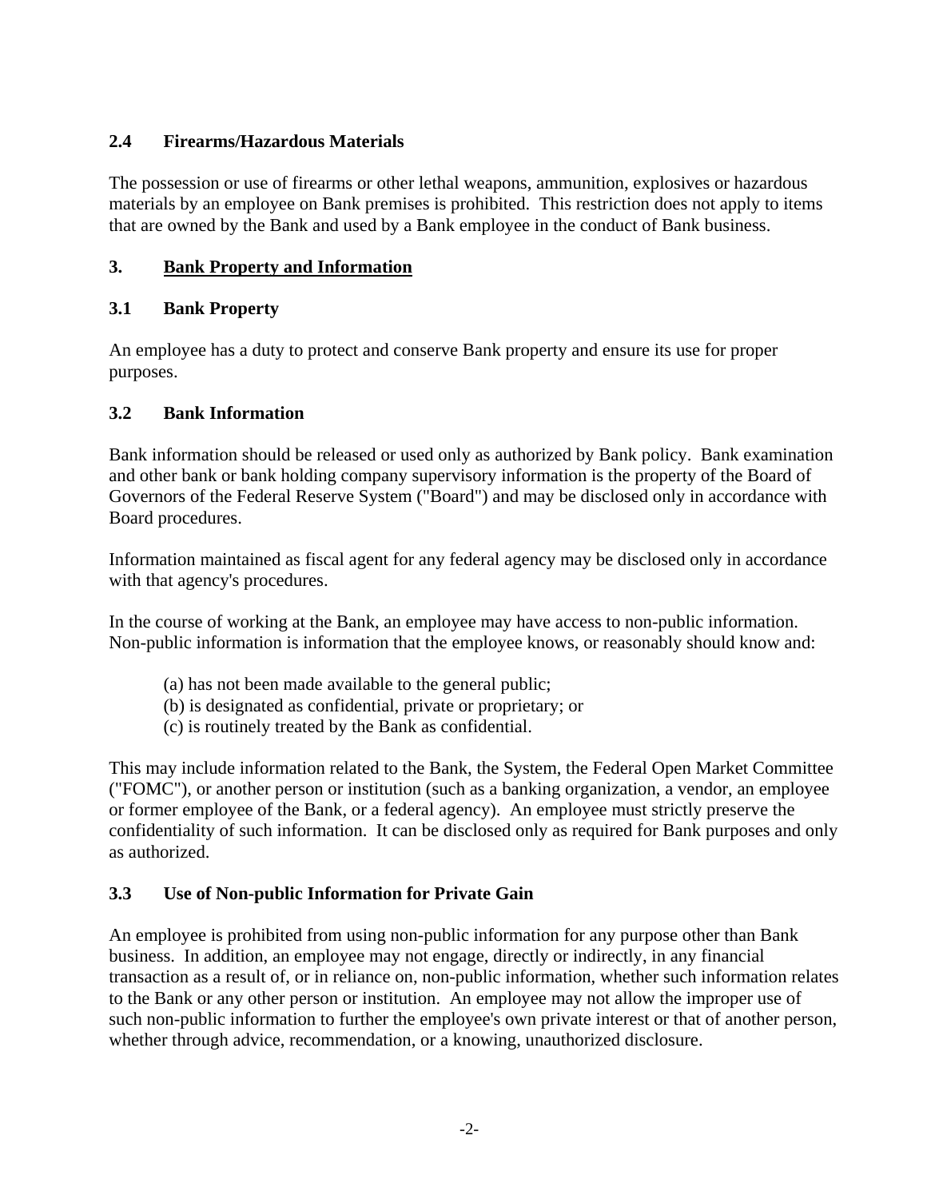### 2.4 Firearms/Hazardous Materials

The possession or use of firearms or other lethal weapons, ammunition, explosives or hazardous materials by an employee on Bank premises is prohibited. This restriction does not apply to items that are owned by the Bank and used by a Bank employee in the conduct of Bank business.

## 3. Bank Property and Information

### 3.1 Bank Property

An employee has a duty to protect and conserve Bank property and ensure its use for proper purposes.

### 3.2 Bank Information

Bank information should be released or used only as authorized by Bank policy. Bank examination and other bank or bank holding company supervisory information is the property of the Board of Governors of the Federal Reserve System ("Board") and may be disclosed only in accordance with Board procedures.

Information maintained as fiscal agent for any federal agency may be disclosed only in accordance with that agency's procedures.

In the course of working at the Bank, an employee may have access to non-public information. Non-public information is information that the employee knows, or reasonably should know and:

(a) has not been made available to the general public;
(b) is designated as confidential, private or proprietary; or
(c) is routinely treated by the Bank as confidential.

This may include information related to the Bank, the System, the Federal Open Market Committee ("FOMC"), or another person or institution (such as a banking organization, a vendor, an employee or former employee of the Bank, or a federal agency). An employee must strictly preserve the confidentiality of such information. It can be disclosed only as required for Bank purposes and only as authorized.

### 3.3 Use of Non-public Information for Private Gain

An employee is prohibited from using non-public information for any purpose other than Bank business. In addition, an employee may not engage, directly or indirectly, in any financial transaction as a result of, or in reliance on, non-public information, whether such information relates to the Bank or any other person or institution. An employee may not allow the improper use of such non-public information to further the employee's own private interest or that of another person, whether through advice, recommendation, or a knowing, unauthorized disclosure.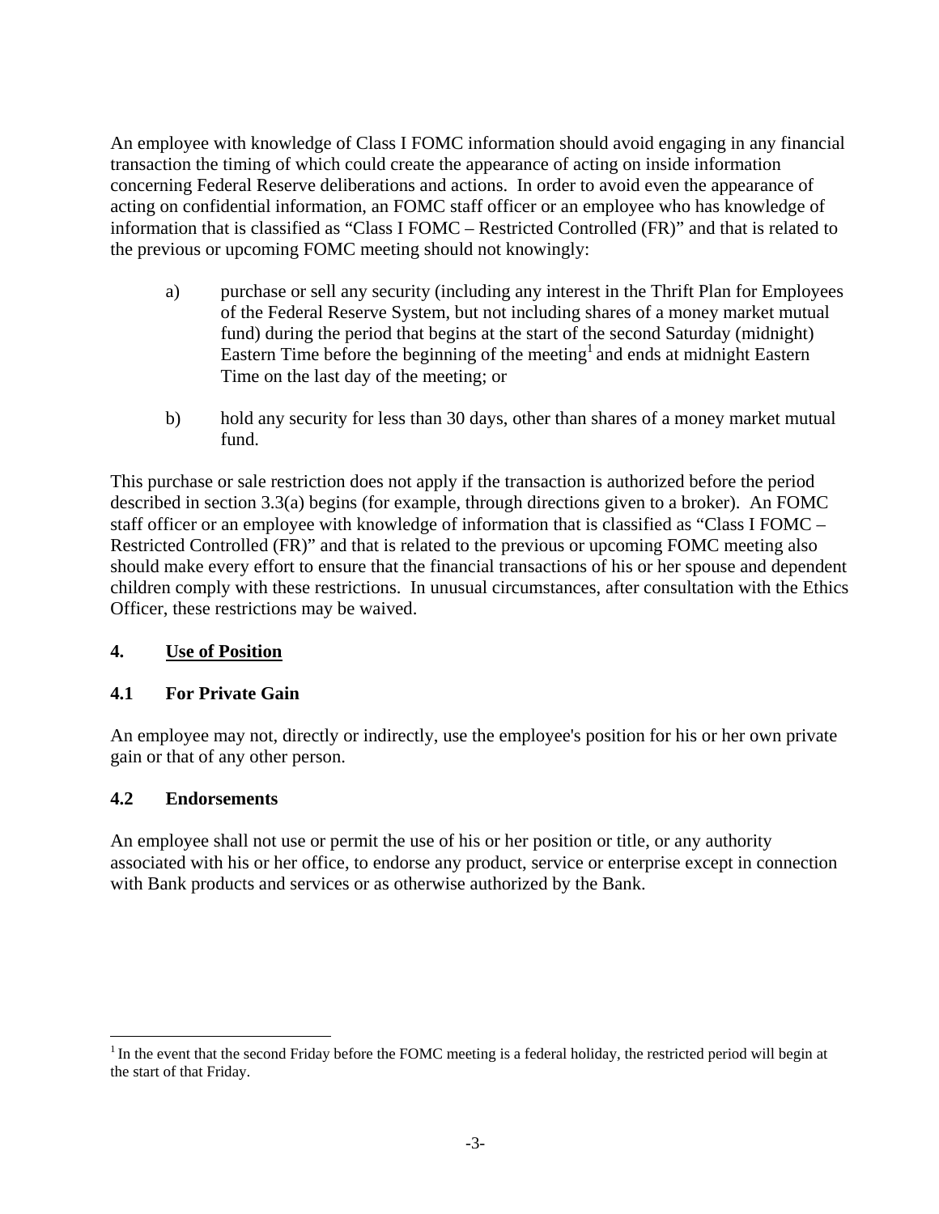An employee with knowledge of Class I FOMC information should avoid engaging in any financial transaction the timing of which could create the appearance of acting on inside information concerning Federal Reserve deliberations and actions. In order to avoid even the appearance of acting on confidential information, an FOMC staff officer or an employee who has knowledge of information that is classified as "Class I FOMC – Restricted Controlled (FR)" and that is related to the previous or upcoming FOMC meeting should not knowingly:

a) purchase or sell any security (including any interest in the Thrift Plan for Employees of the Federal Reserve System, but not including shares of a money market mutual fund) during the period that begins at the start of the second Saturday (midnight) Eastern Time before the beginning of the meeting[1] and ends at midnight Eastern Time on the last day of the meeting; or

b) hold any security for less than 30 days, other than shares of a money market mutual fund.

This purchase or sale restriction does not apply if the transaction is authorized before the period described in section 3.3(a) begins (for example, through directions given to a broker). An FOMC staff officer or an employee with knowledge of information that is classified as "Class I FOMC – Restricted Controlled (FR)" and that is related to the previous or upcoming FOMC meeting also should make every effort to ensure that the financial transactions of his or her spouse and dependent children comply with these restrictions. In unusual circumstances, after consultation with the Ethics Officer, these restrictions may be waived.

## 4. <u>Use of Position</u>

### 4.1 For Private Gain

An employee may not, directly or indirectly, use the employee's position for his or her own private gain or that of any other person.

### 4.2 Endorsements

An employee shall not use or permit the use of his or her position or title, or any authority associated with his or her office, to endorse any product, service or enterprise except in connection with Bank products and services or as otherwise authorized by the Bank.

---

[1] In the event that the second Friday before the FOMC meeting is a federal holiday, the restricted period will begin at the start of that Friday.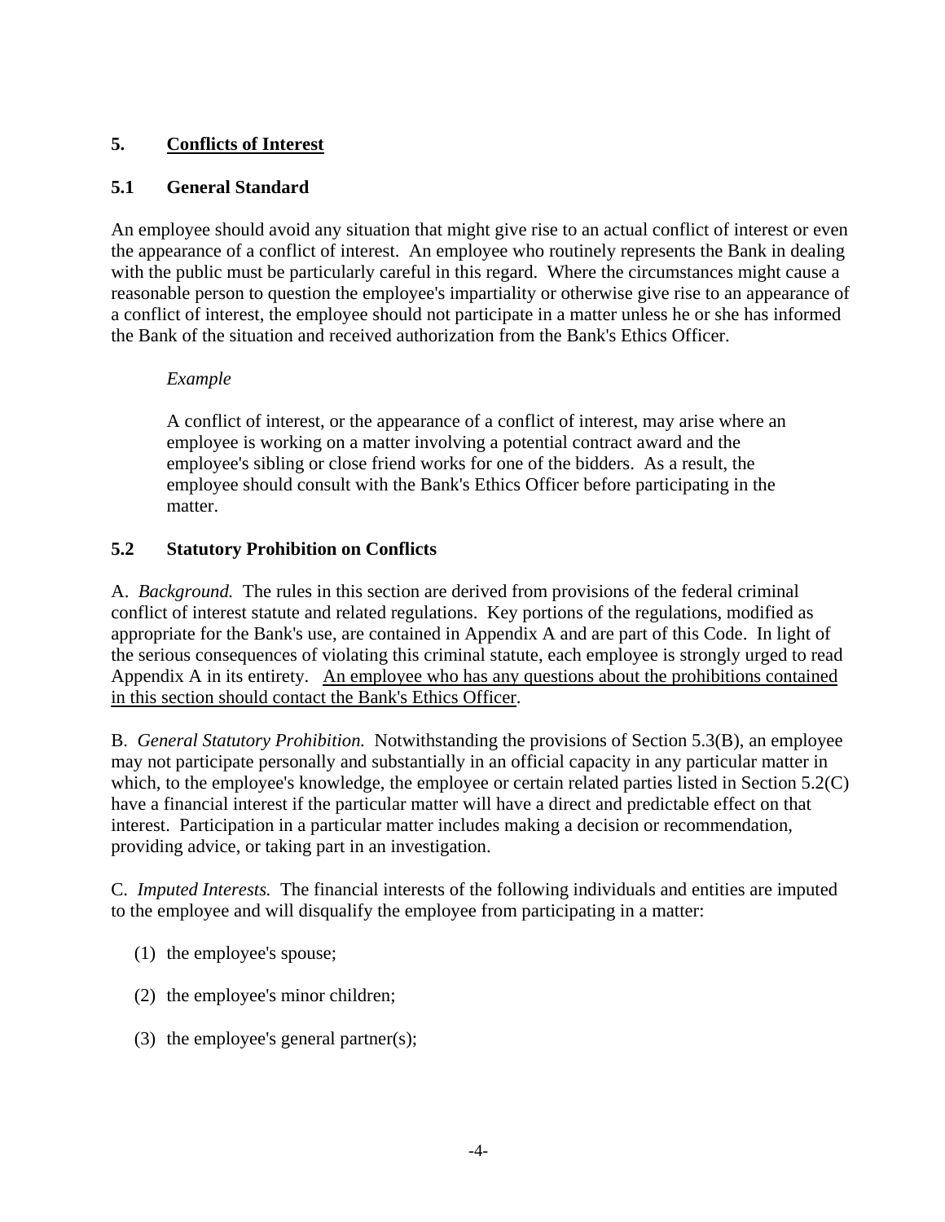## 5. <u>Conflicts of Interest</u>

### 5.1 General Standard

An employee should avoid any situation that might give rise to an actual conflict of interest or even the appearance of a conflict of interest. An employee who routinely represents the Bank in dealing with the public must be particularly careful in this regard. Where the circumstances might cause a reasonable person to question the employee's impartiality or otherwise give rise to an appearance of a conflict of interest, the employee should not participate in a matter unless he or she has informed the Bank of the situation and received authorization from the Bank's Ethics Officer.

> *Example*
>
> A conflict of interest, or the appearance of a conflict of interest, may arise where an employee is working on a matter involving a potential contract award and the employee's sibling or close friend works for one of the bidders. As a result, the employee should consult with the Bank's Ethics Officer before participating in the matter.

### 5.2 Statutory Prohibition on Conflicts

A. *Background.* The rules in this section are derived from provisions of the federal criminal conflict of interest statute and related regulations. Key portions of the regulations, modified as appropriate for the Bank's use, are contained in Appendix A and are part of this Code. In light of the serious consequences of violating this criminal statute, each employee is strongly urged to read Appendix A in its entirety. <u>An employee who has any questions about the prohibitions contained in this section should contact the Bank's Ethics Officer</u>.

B. *General Statutory Prohibition.* Notwithstanding the provisions of Section 5.3(B), an employee may not participate personally and substantially in an official capacity in any particular matter in which, to the employee's knowledge, the employee or certain related parties listed in Section 5.2(C) have a financial interest if the particular matter will have a direct and predictable effect on that interest. Participation in a particular matter includes making a decision or recommendation, providing advice, or taking part in an investigation.

C. *Imputed Interests.* The financial interests of the following individuals and entities are imputed to the employee and will disqualify the employee from participating in a matter:

(1) the employee's spouse;

(2) the employee's minor children;

(3) the employee's general partner(s);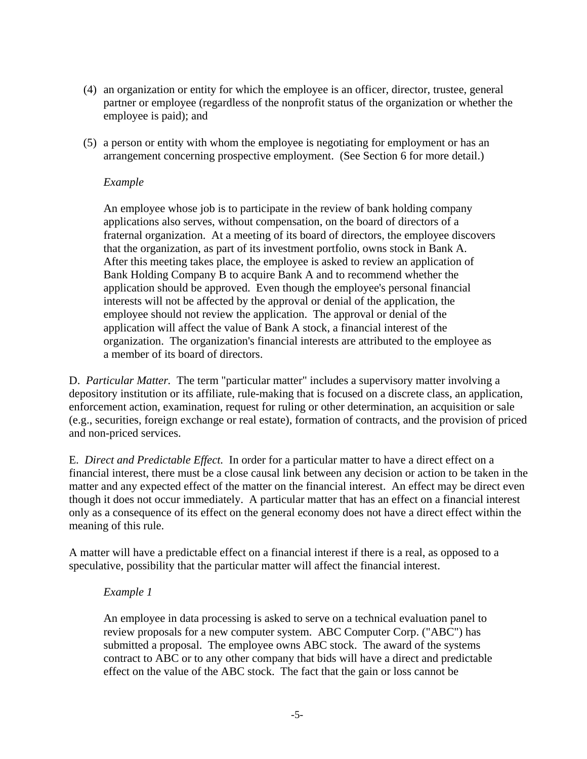(4) an organization or entity for which the employee is an officer, director, trustee, general partner or employee (regardless of the nonprofit status of the organization or whether the employee is paid); and

(5) a person or entity with whom the employee is negotiating for employment or has an arrangement concerning prospective employment. (See Section 6 for more detail.)

*Example*

An employee whose job is to participate in the review of bank holding company applications also serves, without compensation, on the board of directors of a fraternal organization. At a meeting of its board of directors, the employee discovers that the organization, as part of its investment portfolio, owns stock in Bank A. After this meeting takes place, the employee is asked to review an application of Bank Holding Company B to acquire Bank A and to recommend whether the application should be approved. Even though the employee's personal financial interests will not be affected by the approval or denial of the application, the employee should not review the application. The approval or denial of the application will affect the value of Bank A stock, a financial interest of the organization. The organization's financial interests are attributed to the employee as a member of its board of directors.

D. *Particular Matter.* The term "particular matter" includes a supervisory matter involving a depository institution or its affiliate, rule-making that is focused on a discrete class, an application, enforcement action, examination, request for ruling or other determination, an acquisition or sale (e.g., securities, foreign exchange or real estate), formation of contracts, and the provision of priced and non-priced services.

E. *Direct and Predictable Effect.* In order for a particular matter to have a direct effect on a financial interest, there must be a close causal link between any decision or action to be taken in the matter and any expected effect of the matter on the financial interest. An effect may be direct even though it does not occur immediately. A particular matter that has an effect on a financial interest only as a consequence of its effect on the general economy does not have a direct effect within the meaning of this rule.

A matter will have a predictable effect on a financial interest if there is a real, as opposed to a speculative, possibility that the particular matter will affect the financial interest.

*Example 1*

An employee in data processing is asked to serve on a technical evaluation panel to review proposals for a new computer system. ABC Computer Corp. ("ABC") has submitted a proposal. The employee owns ABC stock. The award of the systems contract to ABC or to any other company that bids will have a direct and predictable effect on the value of the ABC stock. The fact that the gain or loss cannot be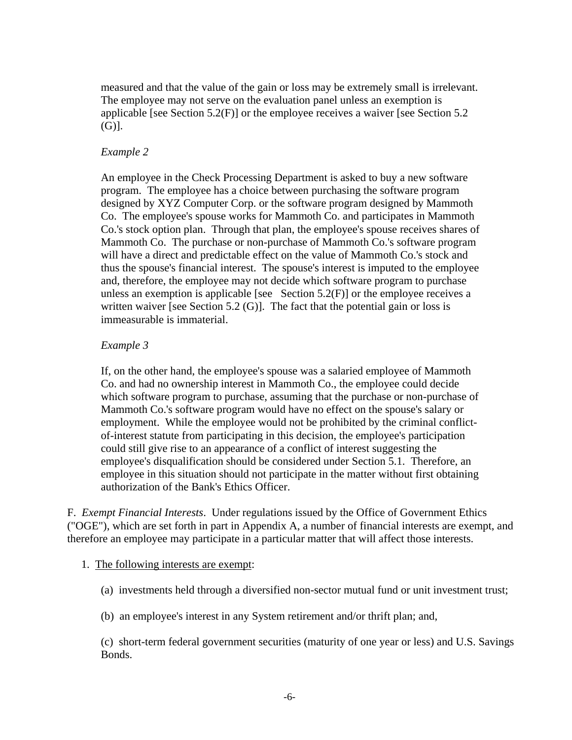measured and that the value of the gain or loss may be extremely small is irrelevant. The employee may not serve on the evaluation panel unless an exemption is applicable [see Section 5.2(F)] or the employee receives a waiver [see Section 5.2 (G)].

*Example 2*

An employee in the Check Processing Department is asked to buy a new software program. The employee has a choice between purchasing the software program designed by XYZ Computer Corp. or the software program designed by Mammoth Co. The employee's spouse works for Mammoth Co. and participates in Mammoth Co.'s stock option plan. Through that plan, the employee's spouse receives shares of Mammoth Co. The purchase or non-purchase of Mammoth Co.'s software program will have a direct and predictable effect on the value of Mammoth Co.'s stock and thus the spouse's financial interest. The spouse's interest is imputed to the employee and, therefore, the employee may not decide which software program to purchase unless an exemption is applicable [see Section 5.2(F)] or the employee receives a written waiver [see Section 5.2 (G)]. The fact that the potential gain or loss is immeasurable is immaterial.

*Example 3*

If, on the other hand, the employee's spouse was a salaried employee of Mammoth Co. and had no ownership interest in Mammoth Co., the employee could decide which software program to purchase, assuming that the purchase or non-purchase of Mammoth Co.'s software program would have no effect on the spouse's salary or employment. While the employee would not be prohibited by the criminal conflict-of-interest statute from participating in this decision, the employee's participation could still give rise to an appearance of a conflict of interest suggesting the employee's disqualification should be considered under Section 5.1. Therefore, an employee in this situation should not participate in the matter without first obtaining authorization of the Bank's Ethics Officer.

F. *Exempt Financial Interests*. Under regulations issued by the Office of Government Ethics ("OGE"), which are set forth in part in Appendix A, a number of financial interests are exempt, and therefore an employee may participate in a particular matter that will affect those interests.

1. <u>The following interests are exempt</u>:

   (a) investments held through a diversified non-sector mutual fund or unit investment trust;

   (b) an employee's interest in any System retirement and/or thrift plan; and,

   (c) short-term federal government securities (maturity of one year or less) and U.S. Savings Bonds.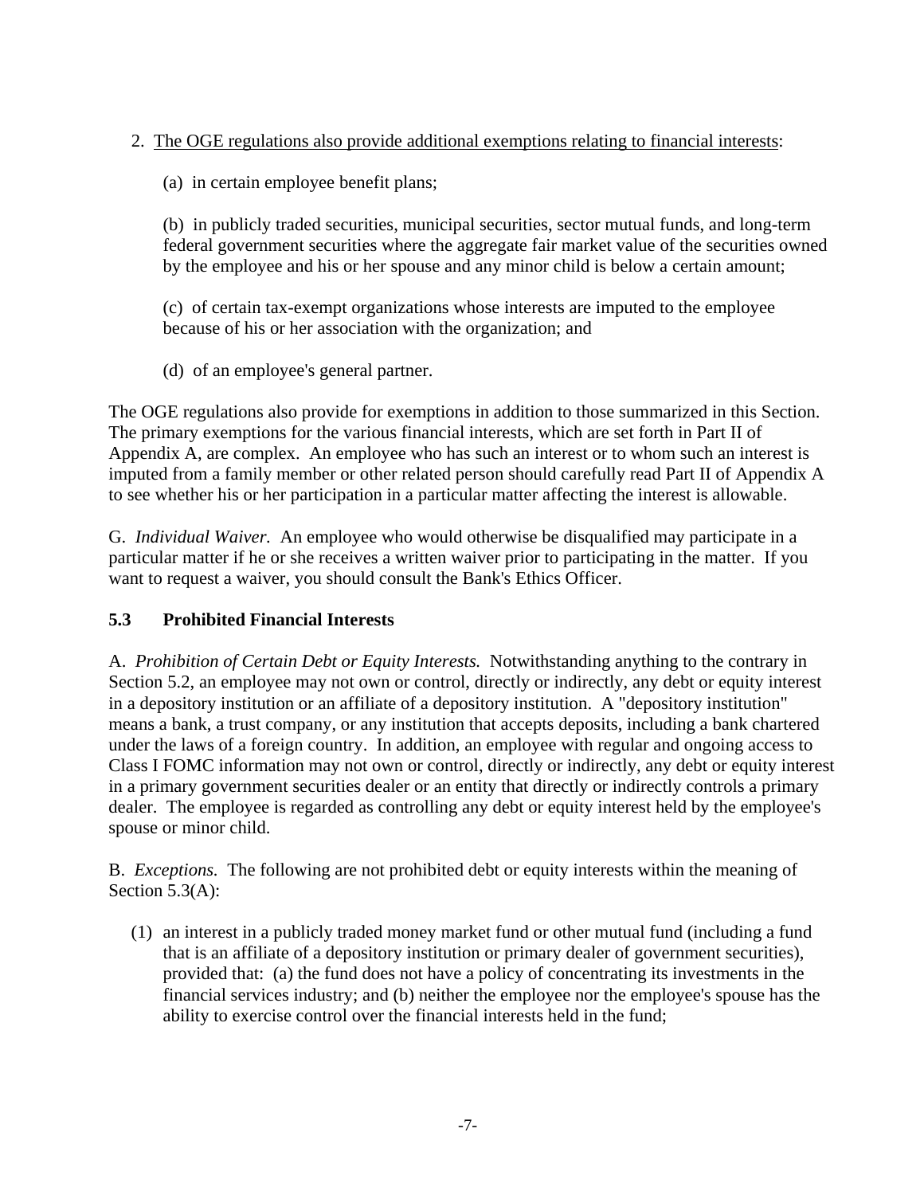2. <u>The OGE regulations also provide additional exemptions relating to financial interests</u>:

   (a) in certain employee benefit plans;

   (b) in publicly traded securities, municipal securities, sector mutual funds, and long-term federal government securities where the aggregate fair market value of the securities owned by the employee and his or her spouse and any minor child is below a certain amount;

   (c) of certain tax-exempt organizations whose interests are imputed to the employee because of his or her association with the organization; and

   (d) of an employee's general partner.

The OGE regulations also provide for exemptions in addition to those summarized in this Section. The primary exemptions for the various financial interests, which are set forth in Part II of Appendix A, are complex. An employee who has such an interest or to whom such an interest is imputed from a family member or other related person should carefully read Part II of Appendix A to see whether his or her participation in a particular matter affecting the interest is allowable.

G. *Individual Waiver.* An employee who would otherwise be disqualified may participate in a particular matter if he or she receives a written waiver prior to participating in the matter. If you want to request a waiver, you should consult the Bank's Ethics Officer.

### 5.3 *Prohibited Financial Interests*

A. *Prohibition of Certain Debt or Equity Interests.* Notwithstanding anything to the contrary in Section 5.2, an employee may not own or control, directly or indirectly, any debt or equity interest in a depository institution or an affiliate of a depository institution. A "depository institution" means a bank, a trust company, or any institution that accepts deposits, including a bank chartered under the laws of a foreign country. In addition, an employee with regular and ongoing access to Class I FOMC information may not own or control, directly or indirectly, any debt or equity interest in a primary government securities dealer or an entity that directly or indirectly controls a primary dealer. The employee is regarded as controlling any debt or equity interest held by the employee's spouse or minor child.

B. *Exceptions.* The following are not prohibited debt or equity interests within the meaning of Section 5.3(A):

(1) an interest in a publicly traded money market fund or other mutual fund (including a fund that is an affiliate of a depository institution or primary dealer of government securities), provided that: (a) the fund does not have a policy of concentrating its investments in the financial services industry; and (b) neither the employee nor the employee's spouse has the ability to exercise control over the financial interests held in the fund;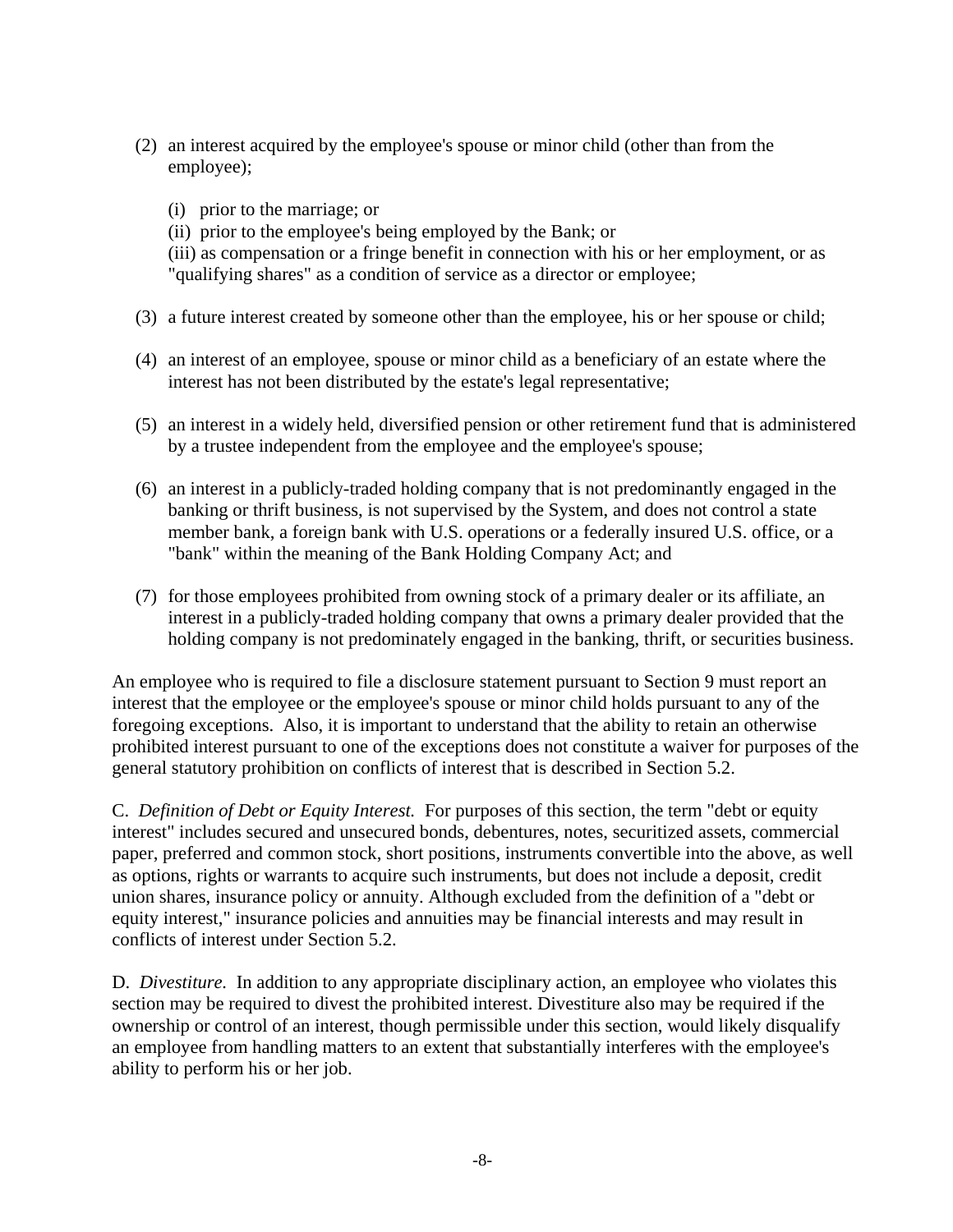(2) an interest acquired by the employee's spouse or minor child (other than from the employee);

    (i) prior to the marriage; or
    (ii) prior to the employee's being employed by the Bank; or
    (iii) as compensation or a fringe benefit in connection with his or her employment, or as "qualifying shares" as a condition of service as a director or employee;

(3) a future interest created by someone other than the employee, his or her spouse or child;

(4) an interest of an employee, spouse or minor child as a beneficiary of an estate where the interest has not been distributed by the estate's legal representative;

(5) an interest in a widely held, diversified pension or other retirement fund that is administered by a trustee independent from the employee and the employee's spouse;

(6) an interest in a publicly-traded holding company that is not predominantly engaged in the banking or thrift business, is not supervised by the System, and does not control a state member bank, a foreign bank with U.S. operations or a federally insured U.S. office, or a "bank" within the meaning of the Bank Holding Company Act; and

(7) for those employees prohibited from owning stock of a primary dealer or its affiliate, an interest in a publicly-traded holding company that owns a primary dealer provided that the holding company is not predominately engaged in the banking, thrift, or securities business.

An employee who is required to file a disclosure statement pursuant to Section 9 must report an interest that the employee or the employee's spouse or minor child holds pursuant to any of the foregoing exceptions. Also, it is important to understand that the ability to retain an otherwise prohibited interest pursuant to one of the exceptions does not constitute a waiver for purposes of the general statutory prohibition on conflicts of interest that is described in Section 5.2.

C. *Definition of Debt or Equity Interest.* For purposes of this section, the term "debt or equity interest" includes secured and unsecured bonds, debentures, notes, securitized assets, commercial paper, preferred and common stock, short positions, instruments convertible into the above, as well as options, rights or warrants to acquire such instruments, but does not include a deposit, credit union shares, insurance policy or annuity. Although excluded from the definition of a "debt or equity interest," insurance policies and annuities may be financial interests and may result in conflicts of interest under Section 5.2.

D. *Divestiture.* In addition to any appropriate disciplinary action, an employee who violates this section may be required to divest the prohibited interest. Divestiture also may be required if the ownership or control of an interest, though permissible under this section, would likely disqualify an employee from handling matters to an extent that substantially interferes with the employee's ability to perform his or her job.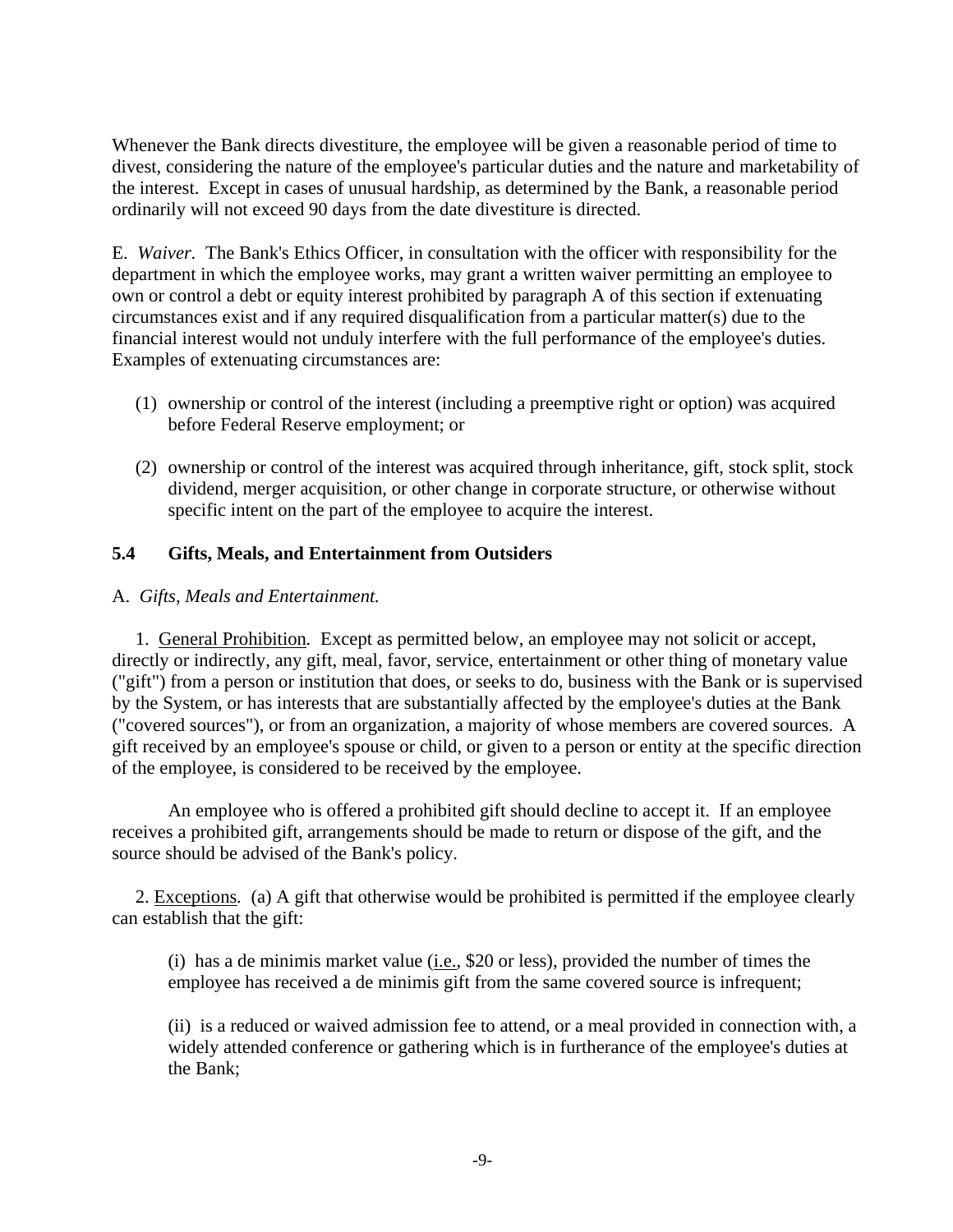Whenever the Bank directs divestiture, the employee will be given a reasonable period of time to divest, considering the nature of the employee's particular duties and the nature and marketability of the interest. Except in cases of unusual hardship, as determined by the Bank, a reasonable period ordinarily will not exceed 90 days from the date divestiture is directed.

E. *Waiver.* The Bank's Ethics Officer, in consultation with the officer with responsibility for the department in which the employee works, may grant a written waiver permitting an employee to own or control a debt or equity interest prohibited by paragraph A of this section if extenuating circumstances exist and if any required disqualification from a particular matter(s) due to the financial interest would not unduly interfere with the full performance of the employee's duties. Examples of extenuating circumstances are:

(1) ownership or control of the interest (including a preemptive right or option) was acquired before Federal Reserve employment; or

(2) ownership or control of the interest was acquired through inheritance, gift, stock split, stock dividend, merger acquisition, or other change in corporate structure, or otherwise without specific intent on the part of the employee to acquire the interest.

### 5.4 Gifts, Meals, and Entertainment from Outsiders

A. *Gifts, Meals and Entertainment.*

1. General Prohibition. Except as permitted below, an employee may not solicit or accept, directly or indirectly, any gift, meal, favor, service, entertainment or other thing of monetary value ("gift") from a person or institution that does, or seeks to do, business with the Bank or is supervised by the System, or has interests that are substantially affected by the employee's duties at the Bank ("covered sources"), or from an organization, a majority of whose members are covered sources. A gift received by an employee's spouse or child, or given to a person or entity at the specific direction of the employee, is considered to be received by the employee.

An employee who is offered a prohibited gift should decline to accept it. If an employee receives a prohibited gift, arrangements should be made to return or dispose of the gift, and the source should be advised of the Bank's policy.

2. Exceptions. (a) A gift that otherwise would be prohibited is permitted if the employee clearly can establish that the gift:

(i) has a de minimis market value (i.e., $20 or less), provided the number of times the employee has received a de minimis gift from the same covered source is infrequent;

(ii) is a reduced or waived admission fee to attend, or a meal provided in connection with, a widely attended conference or gathering which is in furtherance of the employee's duties at the Bank;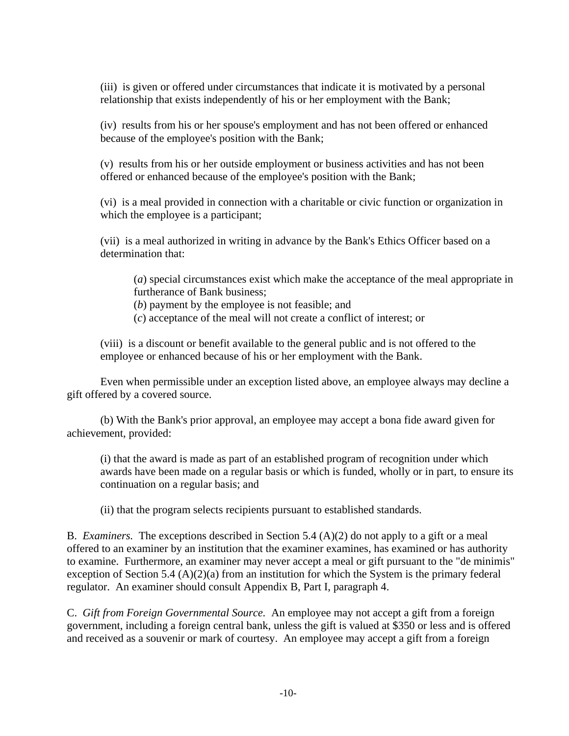(iii) is given or offered under circumstances that indicate it is motivated by a personal relationship that exists independently of his or her employment with the Bank;

(iv) results from his or her spouse's employment and has not been offered or enhanced because of the employee's position with the Bank;

(v) results from his or her outside employment or business activities and has not been offered or enhanced because of the employee's position with the Bank;

(vi) is a meal provided in connection with a charitable or civic function or organization in which the employee is a participant;

(vii) is a meal authorized in writing in advance by the Bank's Ethics Officer based on a determination that:

(*a*) special circumstances exist which make the acceptance of the meal appropriate in furtherance of Bank business;
(*b*) payment by the employee is not feasible; and
(*c*) acceptance of the meal will not create a conflict of interest; or

(viii) is a discount or benefit available to the general public and is not offered to the employee or enhanced because of his or her employment with the Bank.

Even when permissible under an exception listed above, an employee always may decline a gift offered by a covered source.

(b) With the Bank's prior approval, an employee may accept a bona fide award given for achievement, provided:

(i) that the award is made as part of an established program of recognition under which awards have been made on a regular basis or which is funded, wholly or in part, to ensure its continuation on a regular basis; and

(ii) that the program selects recipients pursuant to established standards.

B. *Examiners.* The exceptions described in Section 5.4 (A)(2) do not apply to a gift or a meal offered to an examiner by an institution that the examiner examines, has examined or has authority to examine. Furthermore, an examiner may never accept a meal or gift pursuant to the "de minimis" exception of Section 5.4 (A)(2)(a) from an institution for which the System is the primary federal regulator. An examiner should consult Appendix B, Part I, paragraph 4.

C. *Gift from Foreign Governmental Source.* An employee may not accept a gift from a foreign government, including a foreign central bank, unless the gift is valued at $350 or less and is offered and received as a souvenir or mark of courtesy. An employee may accept a gift from a foreign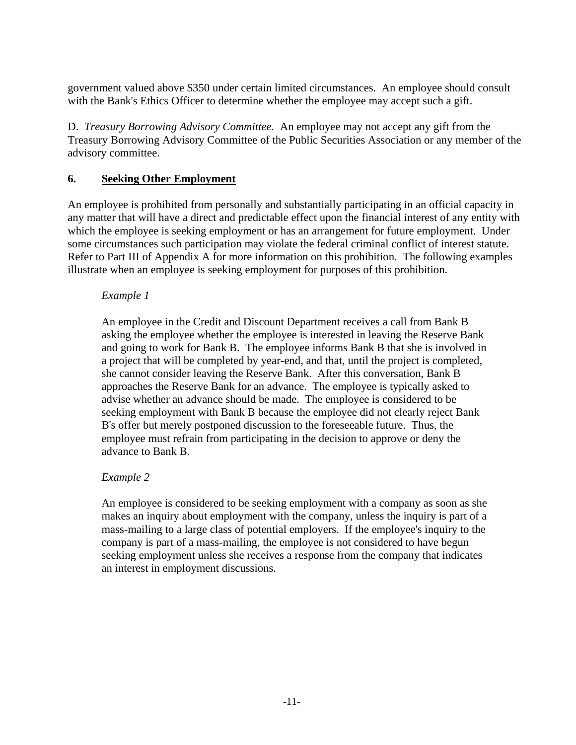government valued above $350 under certain limited circumstances.  An employee should consult with the Bank's Ethics Officer to determine whether the employee may accept such a gift.

D.  *Treasury Borrowing Advisory Committee.*  An employee may not accept any gift from the Treasury Borrowing Advisory Committee of the Public Securities Association or any member of the advisory committee.

## 6. Seeking Other Employment

An employee is prohibited from personally and substantially participating in an official capacity in any matter that will have a direct and predictable effect upon the financial interest of any entity with which the employee is seeking employment or has an arrangement for future employment.  Under some circumstances such participation may violate the federal criminal conflict of interest statute.  Refer to Part III of Appendix A for more information on this prohibition.  The following examples illustrate when an employee is seeking employment for purposes of this prohibition.

*Example 1*

An employee in the Credit and Discount Department receives a call from Bank B asking the employee whether the employee is interested in leaving the Reserve Bank and going to work for Bank B.  The employee informs Bank B that she is involved in a project that will be completed by year-end, and that, until the project is completed, she cannot consider leaving the Reserve Bank.  After this conversation, Bank B approaches the Reserve Bank for an advance.  The employee is typically asked to advise whether an advance should be made.  The employee is considered to be seeking employment with Bank B because the employee did not clearly reject Bank B's offer but merely postponed discussion to the foreseeable future.  Thus, the employee must refrain from participating in the decision to approve or deny the advance to Bank B.

*Example 2*

An employee is considered to be seeking employment with a company as soon as she makes an inquiry about employment with the company, unless the inquiry is part of a mass-mailing to a large class of potential employers.  If the employee's inquiry to the company is part of a mass-mailing, the employee is not considered to have begun seeking employment unless she receives a response from the company that indicates an interest in employment discussions.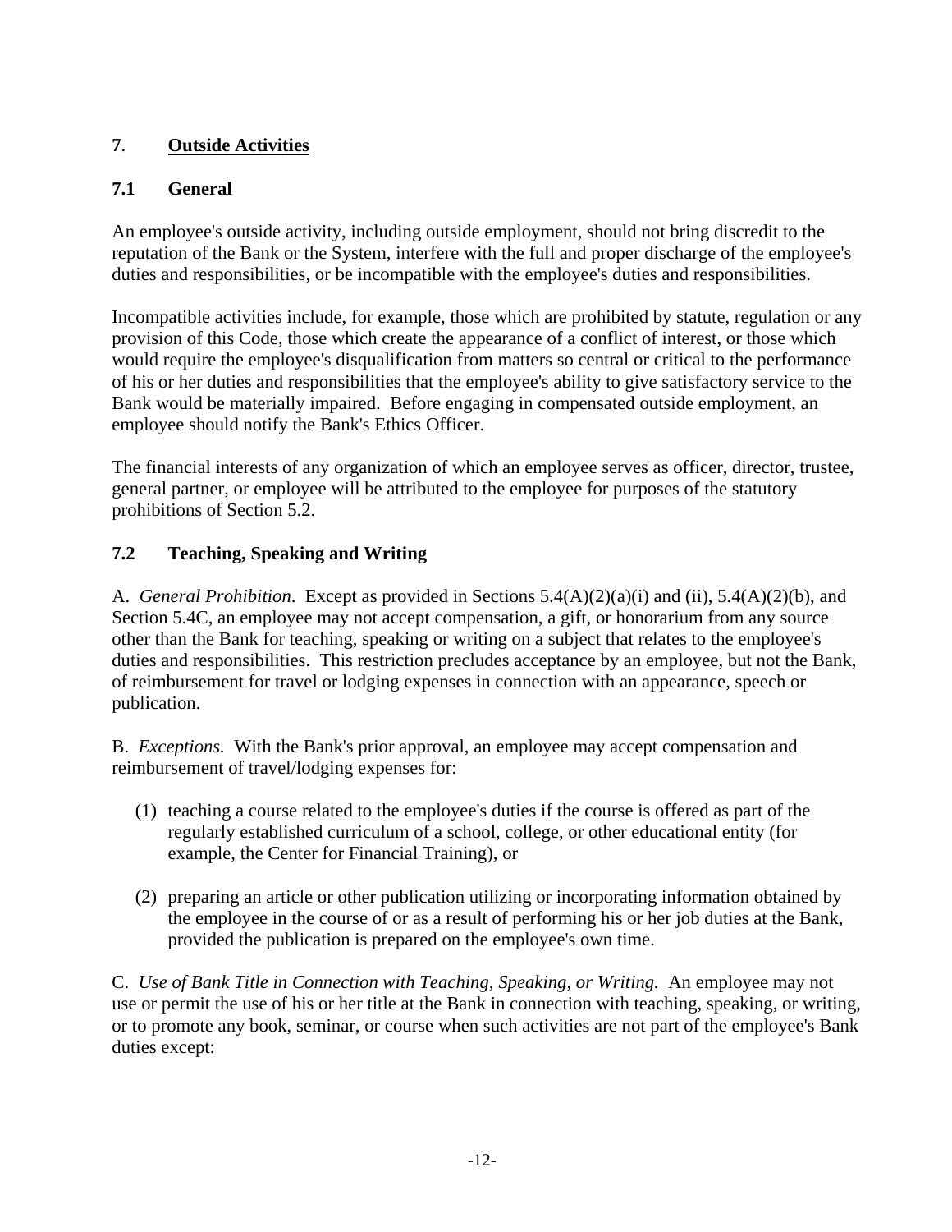## **7**. **<u>Outside Activities</u>**

### **7.1 General**

An employee's outside activity, including outside employment, should not bring discredit to the reputation of the Bank or the System, interfere with the full and proper discharge of the employee's duties and responsibilities, or be incompatible with the employee's duties and responsibilities.

Incompatible activities include, for example, those which are prohibited by statute, regulation or any provision of this Code, those which create the appearance of a conflict of interest, or those which would require the employee's disqualification from matters so central or critical to the performance of his or her duties and responsibilities that the employee's ability to give satisfactory service to the Bank would be materially impaired. Before engaging in compensated outside employment, an employee should notify the Bank's Ethics Officer.

The financial interests of any organization of which an employee serves as officer, director, trustee, general partner, or employee will be attributed to the employee for purposes of the statutory prohibitions of Section 5.2.

### **7.2 Teaching, Speaking and Writing**

A. *General Prohibition*. Except as provided in Sections 5.4(A)(2)(a)(i) and (ii), 5.4(A)(2)(b), and Section 5.4C, an employee may not accept compensation, a gift, or honorarium from any source other than the Bank for teaching, speaking or writing on a subject that relates to the employee's duties and responsibilities. This restriction precludes acceptance by an employee, but not the Bank, of reimbursement for travel or lodging expenses in connection with an appearance, speech or publication.

B. *Exceptions.* With the Bank's prior approval, an employee may accept compensation and reimbursement of travel/lodging expenses for:

(1) teaching a course related to the employee's duties if the course is offered as part of the regularly established curriculum of a school, college, or other educational entity (for example, the Center for Financial Training), or

(2) preparing an article or other publication utilizing or incorporating information obtained by the employee in the course of or as a result of performing his or her job duties at the Bank, provided the publication is prepared on the employee's own time.

C. *Use of Bank Title in Connection with Teaching, Speaking, or Writing.* An employee may not use or permit the use of his or her title at the Bank in connection with teaching, speaking, or writing, or to promote any book, seminar, or course when such activities are not part of the employee's Bank duties except: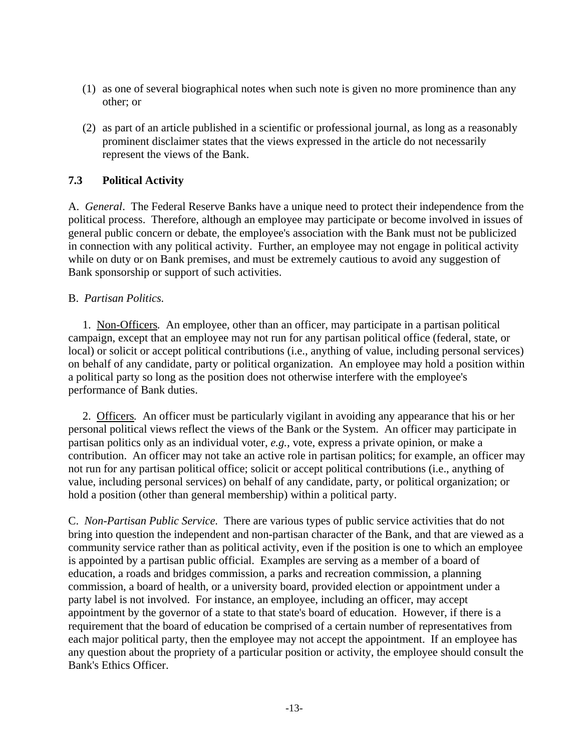(1) as one of several biographical notes when such note is given no more prominence than any other; or

(2) as part of an article published in a scientific or professional journal, as long as a reasonably prominent disclaimer states that the views expressed in the article do not necessarily represent the views of the Bank.

### 7.3 Political Activity

A. *General*. The Federal Reserve Banks have a unique need to protect their independence from the political process. Therefore, although an employee may participate or become involved in issues of general public concern or debate, the employee's association with the Bank must not be publicized in connection with any political activity. Further, an employee may not engage in political activity while on duty or on Bank premises, and must be extremely cautious to avoid any suggestion of Bank sponsorship or support of such activities.

B. *Partisan Politics.*

1. Non-Officers*.* An employee, other than an officer, may participate in a partisan political campaign, except that an employee may not run for any partisan political office (federal, state, or local) or solicit or accept political contributions (i.e., anything of value, including personal services) on behalf of any candidate, party or political organization. An employee may hold a position within a political party so long as the position does not otherwise interfere with the employee's performance of Bank duties.

2. Officers*.* An officer must be particularly vigilant in avoiding any appearance that his or her personal political views reflect the views of the Bank or the System. An officer may participate in partisan politics only as an individual voter, *e.g.,* vote, express a private opinion, or make a contribution. An officer may not take an active role in partisan politics; for example, an officer may not run for any partisan political office; solicit or accept political contributions (i.e., anything of value, including personal services) on behalf of any candidate, party, or political organization; or hold a position (other than general membership) within a political party.

C. *Non-Partisan Public Service.* There are various types of public service activities that do not bring into question the independent and non-partisan character of the Bank, and that are viewed as a community service rather than as political activity, even if the position is one to which an employee is appointed by a partisan public official. Examples are serving as a member of a board of education, a roads and bridges commission, a parks and recreation commission, a planning commission, a board of health, or a university board, provided election or appointment under a party label is not involved. For instance, an employee, including an officer, may accept appointment by the governor of a state to that state's board of education. However, if there is a requirement that the board of education be comprised of a certain number of representatives from each major political party, then the employee may not accept the appointment. If an employee has any question about the propriety of a particular position or activity, the employee should consult the Bank's Ethics Officer.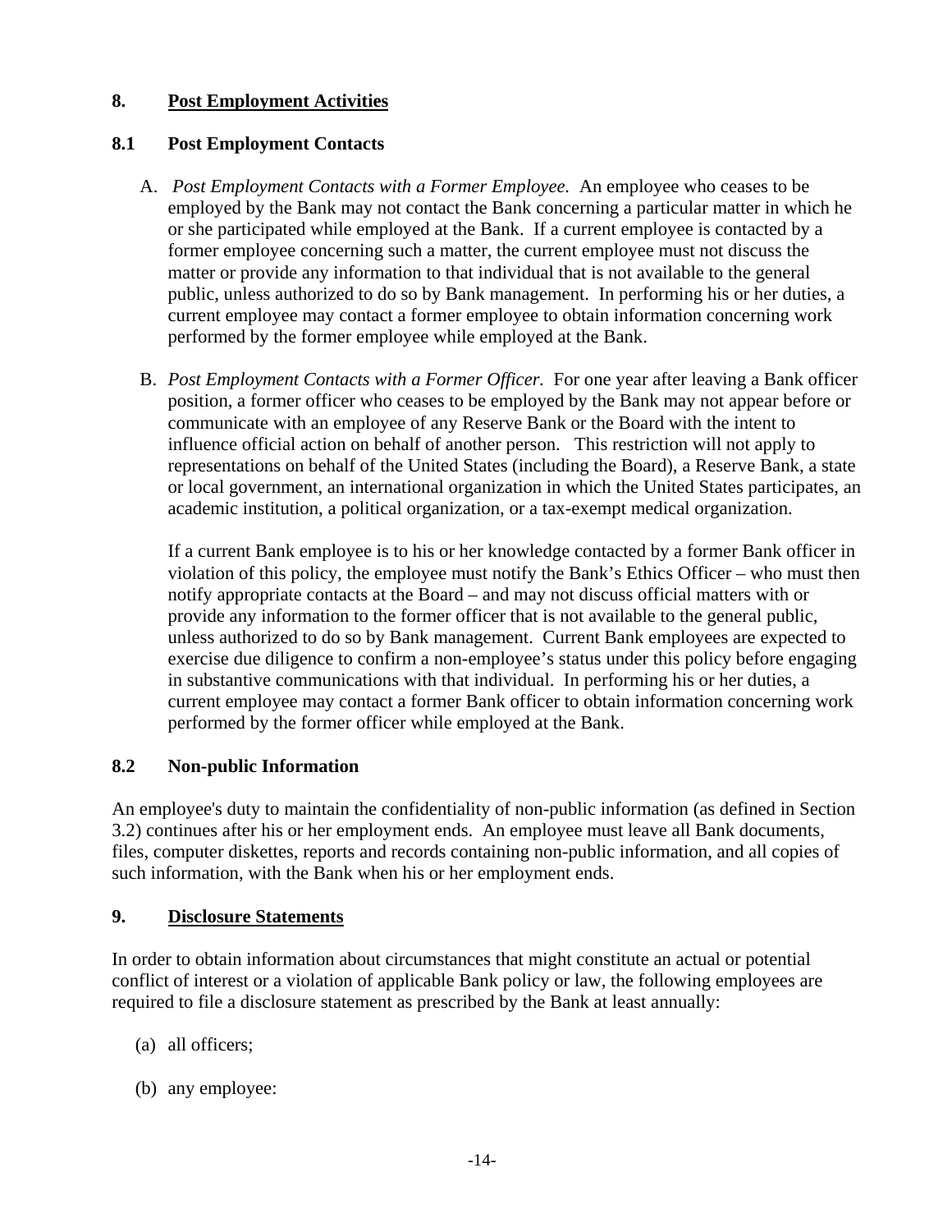## 8. <u>Post Employment Activities</u>

### 8.1 Post Employment Contacts

A. *Post Employment Contacts with a Former Employee.* An employee who ceases to be employed by the Bank may not contact the Bank concerning a particular matter in which he or she participated while employed at the Bank. If a current employee is contacted by a former employee concerning such a matter, the current employee must not discuss the matter or provide any information to that individual that is not available to the general public, unless authorized to do so by Bank management. In performing his or her duties, a current employee may contact a former employee to obtain information concerning work performed by the former employee while employed at the Bank.

B. *Post Employment Contacts with a Former Officer.* For one year after leaving a Bank officer position, a former officer who ceases to be employed by the Bank may not appear before or communicate with an employee of any Reserve Bank or the Board with the intent to influence official action on behalf of another person. This restriction will not apply to representations on behalf of the United States (including the Board), a Reserve Bank, a state or local government, an international organization in which the United States participates, an academic institution, a political organization, or a tax-exempt medical organization.

   If a current Bank employee is to his or her knowledge contacted by a former Bank officer in violation of this policy, the employee must notify the Bank's Ethics Officer – who must then notify appropriate contacts at the Board – and may not discuss official matters with or provide any information to the former officer that is not available to the general public, unless authorized to do so by Bank management. Current Bank employees are expected to exercise due diligence to confirm a non-employee's status under this policy before engaging in substantive communications with that individual. In performing his or her duties, a current employee may contact a former Bank officer to obtain information concerning work performed by the former officer while employed at the Bank.

### 8.2 Non-public Information

An employee's duty to maintain the confidentiality of non-public information (as defined in Section 3.2) continues after his or her employment ends. An employee must leave all Bank documents, files, computer diskettes, reports and records containing non-public information, and all copies of such information, with the Bank when his or her employment ends.

## 9. <u>Disclosure Statements</u>

In order to obtain information about circumstances that might constitute an actual or potential conflict of interest or a violation of applicable Bank policy or law, the following employees are required to file a disclosure statement as prescribed by the Bank at least annually:

(a) all officers;

(b) any employee: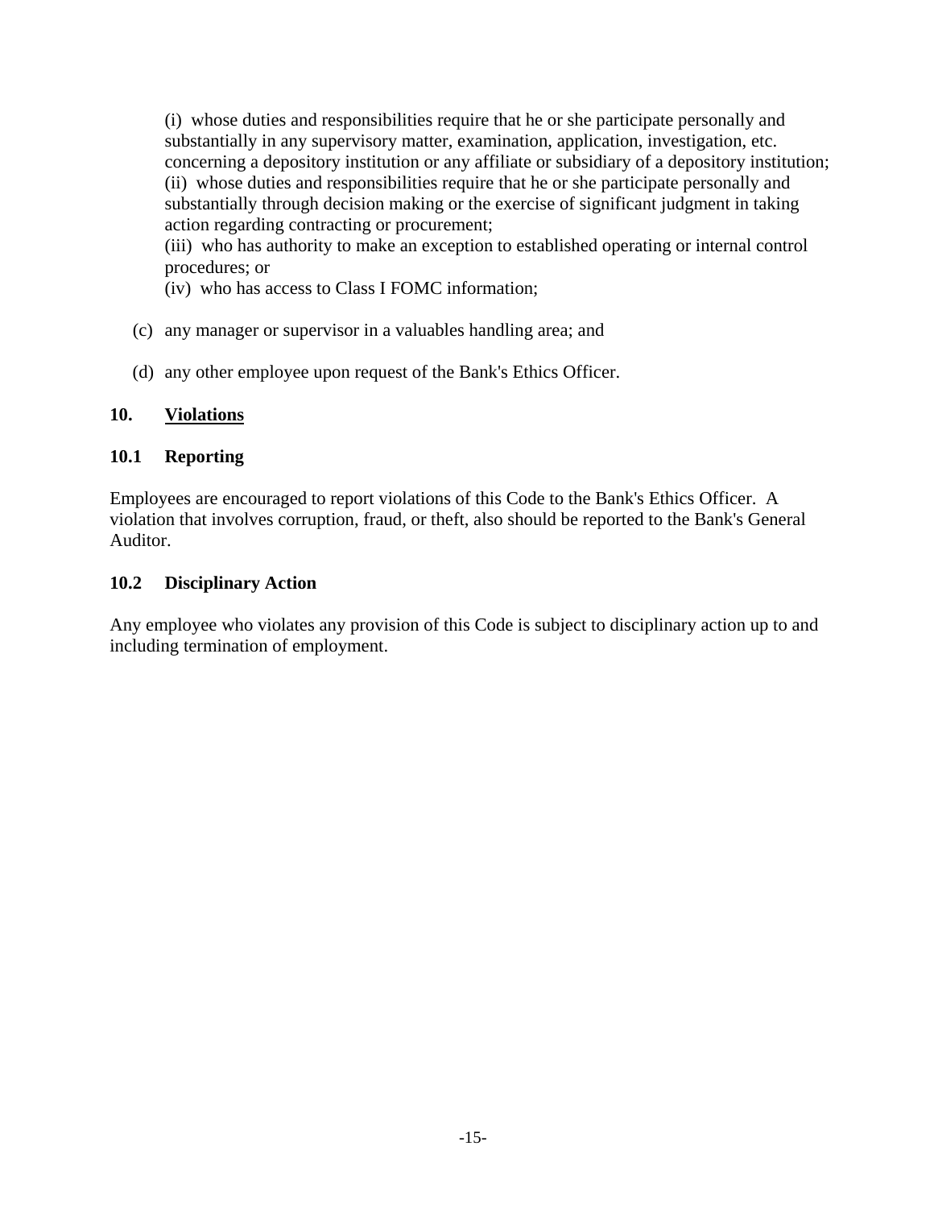(i) whose duties and responsibilities require that he or she participate personally and substantially in any supervisory matter, examination, application, investigation, etc. concerning a depository institution or any affiliate or subsidiary of a depository institution;
(ii) whose duties and responsibilities require that he or she participate personally and substantially through decision making or the exercise of significant judgment in taking action regarding contracting or procurement;
(iii) who has authority to make an exception to established operating or internal control procedures; or
(iv) who has access to Class I FOMC information;

(c) any manager or supervisor in a valuables handling area; and

(d) any other employee upon request of the Bank's Ethics Officer.

## 10. <u>Violations</u>

### 10.1 Reporting

Employees are encouraged to report violations of this Code to the Bank's Ethics Officer. A violation that involves corruption, fraud, or theft, also should be reported to the Bank's General Auditor.

### 10.2 Disciplinary Action

Any employee who violates any provision of this Code is subject to disciplinary action up to and including termination of employment.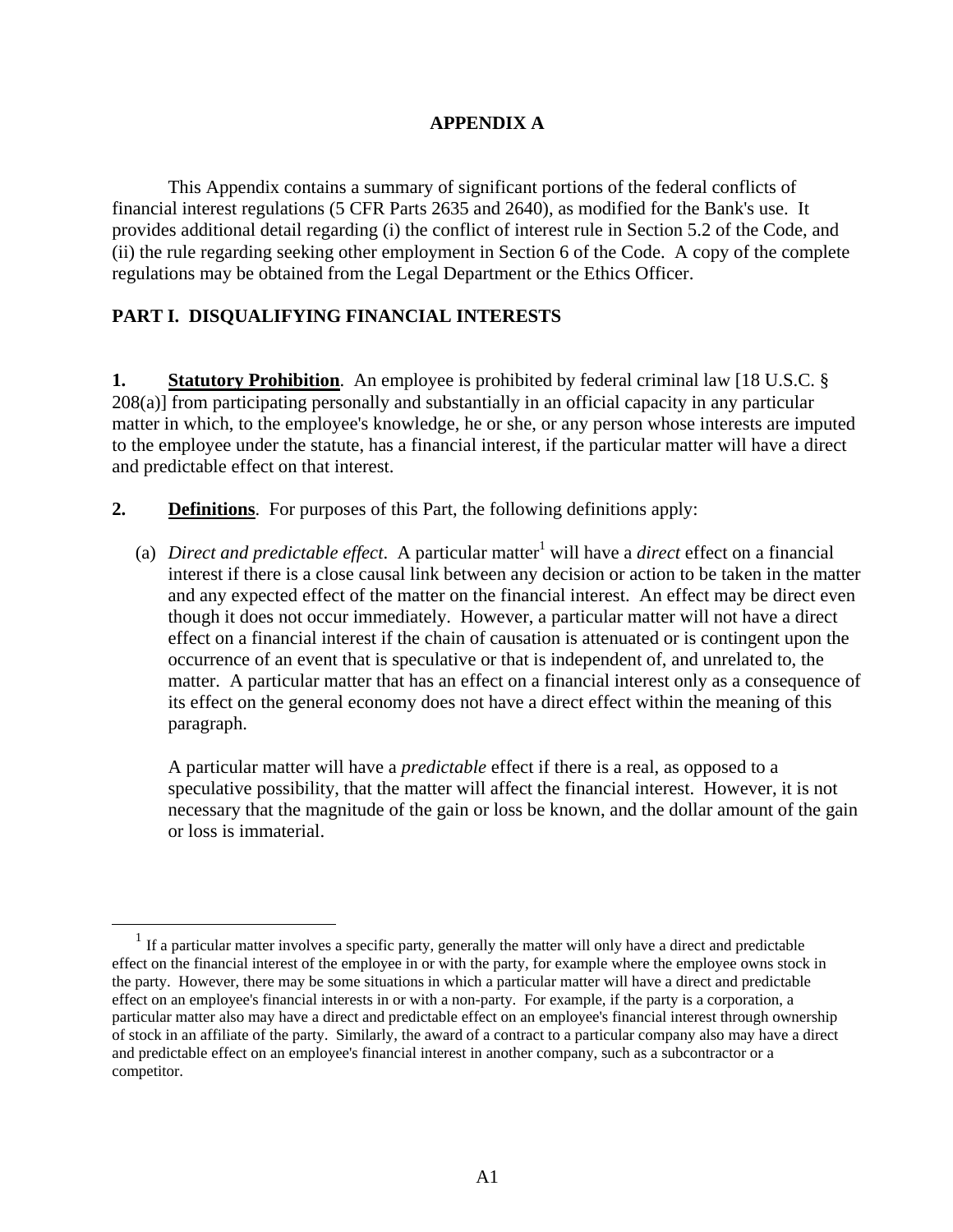# APPENDIX A

This Appendix contains a summary of significant portions of the federal conflicts of financial interest regulations (5 CFR Parts 2635 and 2640), as modified for the Bank's use. It provides additional detail regarding (i) the conflict of interest rule in Section 5.2 of the Code, and (ii) the rule regarding seeking other employment in Section 6 of the Code. A copy of the complete regulations may be obtained from the Legal Department or the Ethics Officer.

## PART I. DISQUALIFYING FINANCIAL INTERESTS

**1. Statutory Prohibition**. An employee is prohibited by federal criminal law [18 U.S.C. § 208(a)] from participating personally and substantially in an official capacity in any particular matter in which, to the employee's knowledge, he or she, or any person whose interests are imputed to the employee under the statute, has a financial interest, if the particular matter will have a direct and predictable effect on that interest.

**2. Definitions**. For purposes of this Part, the following definitions apply:

(a) *Direct and predictable effect*. A particular matter[1] will have a *direct* effect on a financial interest if there is a close causal link between any decision or action to be taken in the matter and any expected effect of the matter on the financial interest. An effect may be direct even though it does not occur immediately. However, a particular matter will not have a direct effect on a financial interest if the chain of causation is attenuated or is contingent upon the occurrence of an event that is speculative or that is independent of, and unrelated to, the matter. A particular matter that has an effect on a financial interest only as a consequence of its effect on the general economy does not have a direct effect within the meaning of this paragraph.

A particular matter will have a *predictable* effect if there is a real, as opposed to a speculative possibility, that the matter will affect the financial interest. However, it is not necessary that the magnitude of the gain or loss be known, and the dollar amount of the gain or loss is immaterial.

[1] If a particular matter involves a specific party, generally the matter will only have a direct and predictable effect on the financial interest of the employee in or with the party, for example where the employee owns stock in the party. However, there may be some situations in which a particular matter will have a direct and predictable effect on an employee's financial interests in or with a non-party. For example, if the party is a corporation, a particular matter also may have a direct and predictable effect on an employee's financial interest through ownership of stock in an affiliate of the party. Similarly, the award of a contract to a particular company also may have a direct and predictable effect on an employee's financial interest in another company, such as a subcontractor or a competitor.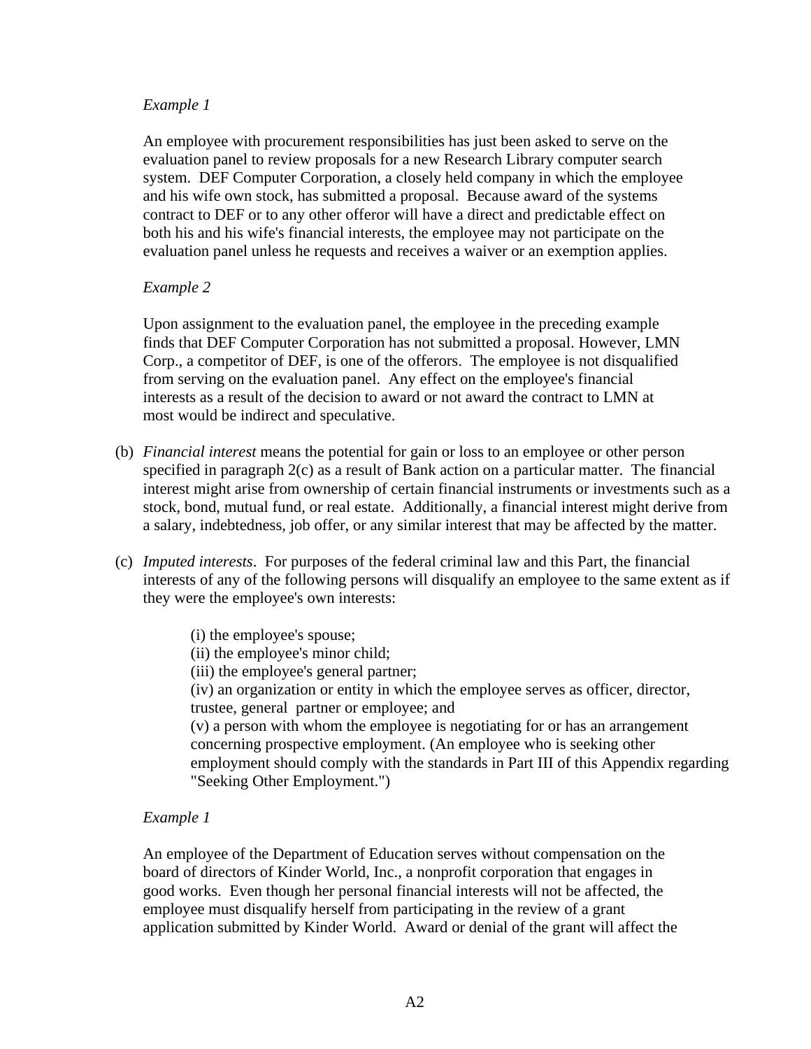*Example 1*

An employee with procurement responsibilities has just been asked to serve on the evaluation panel to review proposals for a new Research Library computer search system. DEF Computer Corporation, a closely held company in which the employee and his wife own stock, has submitted a proposal. Because award of the systems contract to DEF or to any other offeror will have a direct and predictable effect on both his and his wife's financial interests, the employee may not participate on the evaluation panel unless he requests and receives a waiver or an exemption applies.

*Example 2*

Upon assignment to the evaluation panel, the employee in the preceding example finds that DEF Computer Corporation has not submitted a proposal. However, LMN Corp., a competitor of DEF, is one of the offerors. The employee is not disqualified from serving on the evaluation panel. Any effect on the employee's financial interests as a result of the decision to award or not award the contract to LMN at most would be indirect and speculative.

(b) *Financial interest* means the potential for gain or loss to an employee or other person specified in paragraph 2(c) as a result of Bank action on a particular matter. The financial interest might arise from ownership of certain financial instruments or investments such as a stock, bond, mutual fund, or real estate. Additionally, a financial interest might derive from a salary, indebtedness, job offer, or any similar interest that may be affected by the matter.

(c) *Imputed interests*. For purposes of the federal criminal law and this Part, the financial interests of any of the following persons will disqualify an employee to the same extent as if they were the employee's own interests:

(i) the employee's spouse;
(ii) the employee's minor child;
(iii) the employee's general partner;
(iv) an organization or entity in which the employee serves as officer, director, trustee, general partner or employee; and
(v) a person with whom the employee is negotiating for or has an arrangement concerning prospective employment. (An employee who is seeking other employment should comply with the standards in Part III of this Appendix regarding "Seeking Other Employment.")

*Example 1*

An employee of the Department of Education serves without compensation on the board of directors of Kinder World, Inc., a nonprofit corporation that engages in good works. Even though her personal financial interests will not be affected, the employee must disqualify herself from participating in the review of a grant application submitted by Kinder World. Award or denial of the grant will affect the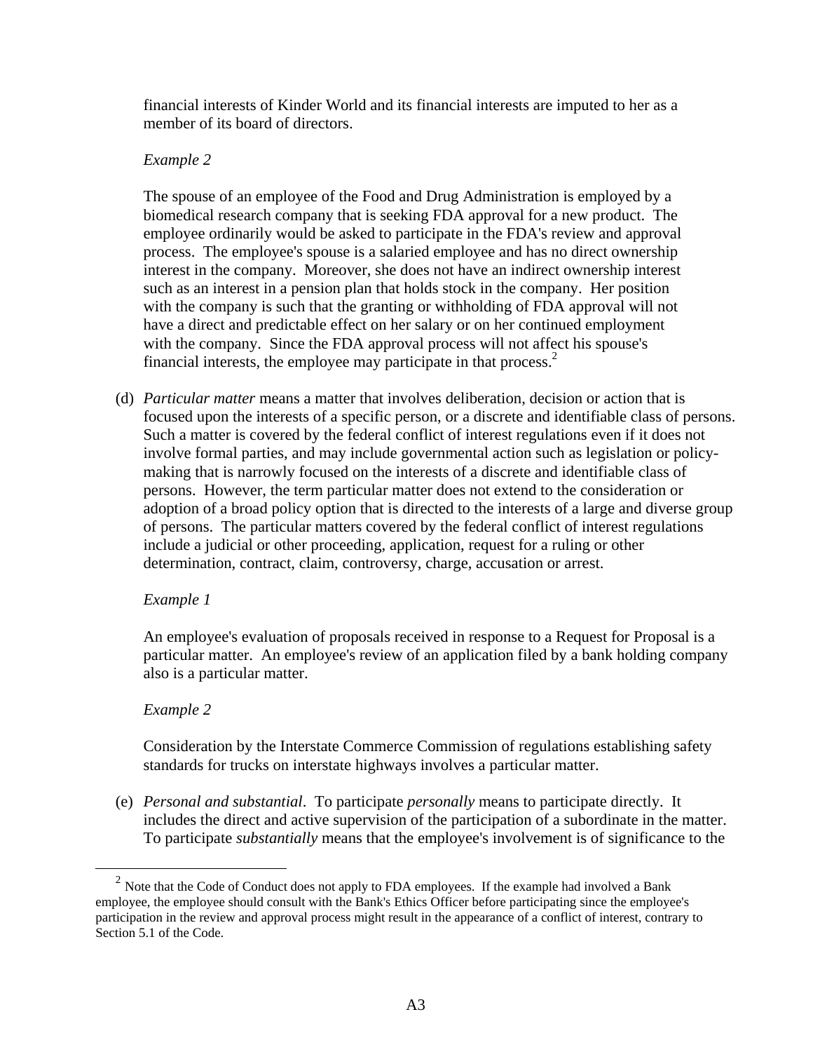financial interests of Kinder World and its financial interests are imputed to her as a member of its board of directors.

*Example 2*

The spouse of an employee of the Food and Drug Administration is employed by a biomedical research company that is seeking FDA approval for a new product. The employee ordinarily would be asked to participate in the FDA's review and approval process. The employee's spouse is a salaried employee and has no direct ownership interest in the company. Moreover, she does not have an indirect ownership interest such as an interest in a pension plan that holds stock in the company. Her position with the company is such that the granting or withholding of FDA approval will not have a direct and predictable effect on her salary or on her continued employment with the company. Since the FDA approval process will not affect his spouse's financial interests, the employee may participate in that process.[2]

(d) *Particular matter* means a matter that involves deliberation, decision or action that is focused upon the interests of a specific person, or a discrete and identifiable class of persons. Such a matter is covered by the federal conflict of interest regulations even if it does not involve formal parties, and may include governmental action such as legislation or policy-making that is narrowly focused on the interests of a discrete and identifiable class of persons. However, the term particular matter does not extend to the consideration or adoption of a broad policy option that is directed to the interests of a large and diverse group of persons. The particular matters covered by the federal conflict of interest regulations include a judicial or other proceeding, application, request for a ruling or other determination, contract, claim, controversy, charge, accusation or arrest.

*Example 1*

An employee's evaluation of proposals received in response to a Request for Proposal is a particular matter. An employee's review of an application filed by a bank holding company also is a particular matter.

*Example 2*

Consideration by the Interstate Commerce Commission of regulations establishing safety standards for trucks on interstate highways involves a particular matter.

(e) *Personal and substantial*. To participate *personally* means to participate directly. It includes the direct and active supervision of the participation of a subordinate in the matter. To participate *substantially* means that the employee's involvement is of significance to the

---

[2] Note that the Code of Conduct does not apply to FDA employees. If the example had involved a Bank employee, the employee should consult with the Bank's Ethics Officer before participating since the employee's participation in the review and approval process might result in the appearance of a conflict of interest, contrary to Section 5.1 of the Code.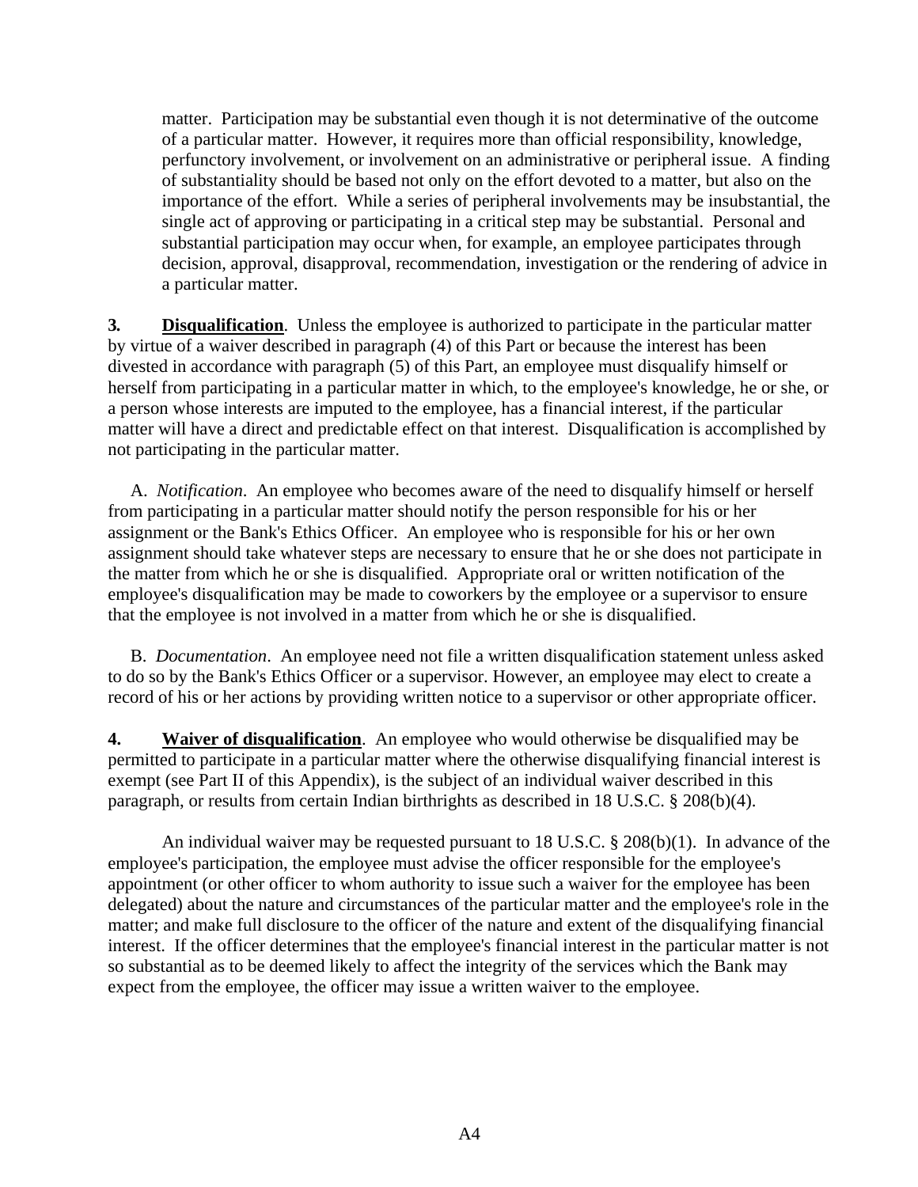matter. Participation may be substantial even though it is not determinative of the outcome of a particular matter. However, it requires more than official responsibility, knowledge, perfunctory involvement, or involvement on an administrative or peripheral issue. A finding of substantiality should be based not only on the effort devoted to a matter, but also on the importance of the effort. While a series of peripheral involvements may be insubstantial, the single act of approving or participating in a critical step may be substantial. Personal and substantial participation may occur when, for example, an employee participates through decision, approval, disapproval, recommendation, investigation or the rendering of advice in a particular matter.

**3. Disqualification**. Unless the employee is authorized to participate in the particular matter by virtue of a waiver described in paragraph (4) of this Part or because the interest has been divested in accordance with paragraph (5) of this Part, an employee must disqualify himself or herself from participating in a particular matter in which, to the employee's knowledge, he or she, or a person whose interests are imputed to the employee, has a financial interest, if the particular matter will have a direct and predictable effect on that interest. Disqualification is accomplished by not participating in the particular matter.

A. *Notification*. An employee who becomes aware of the need to disqualify himself or herself from participating in a particular matter should notify the person responsible for his or her assignment or the Bank's Ethics Officer. An employee who is responsible for his or her own assignment should take whatever steps are necessary to ensure that he or she does not participate in the matter from which he or she is disqualified. Appropriate oral or written notification of the employee's disqualification may be made to coworkers by the employee or a supervisor to ensure that the employee is not involved in a matter from which he or she is disqualified.

B. *Documentation*. An employee need not file a written disqualification statement unless asked to do so by the Bank's Ethics Officer or a supervisor. However, an employee may elect to create a record of his or her actions by providing written notice to a supervisor or other appropriate officer.

**4. Waiver of disqualification**. An employee who would otherwise be disqualified may be permitted to participate in a particular matter where the otherwise disqualifying financial interest is exempt (see Part II of this Appendix), is the subject of an individual waiver described in this paragraph, or results from certain Indian birthrights as described in 18 U.S.C. § 208(b)(4).

An individual waiver may be requested pursuant to 18 U.S.C. § 208(b)(1). In advance of the employee's participation, the employee must advise the officer responsible for the employee's appointment (or other officer to whom authority to issue such a waiver for the employee has been delegated) about the nature and circumstances of the particular matter and the employee's role in the matter; and make full disclosure to the officer of the nature and extent of the disqualifying financial interest. If the officer determines that the employee's financial interest in the particular matter is not so substantial as to be deemed likely to affect the integrity of the services which the Bank may expect from the employee, the officer may issue a written waiver to the employee.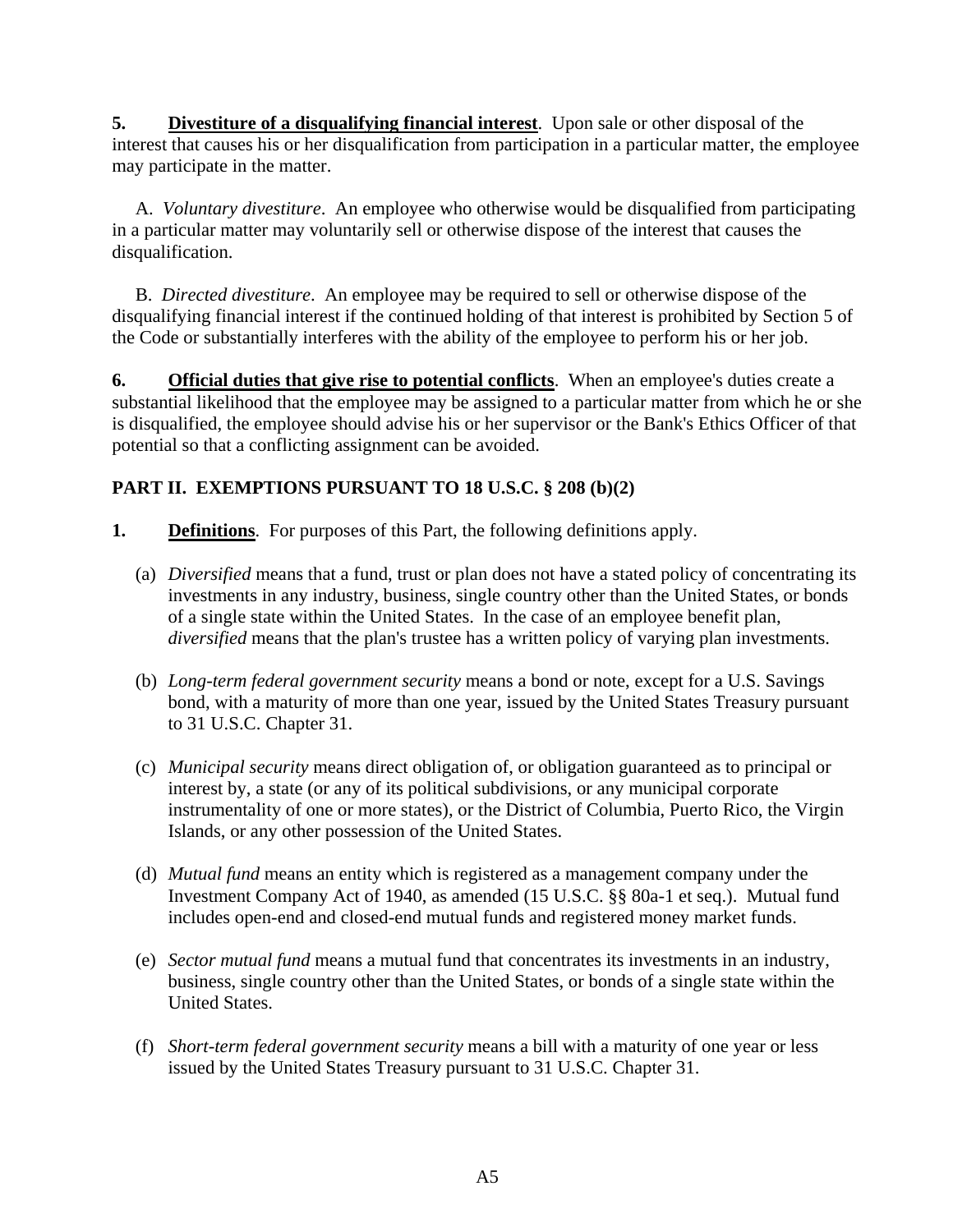**5.** **Divestiture of a disqualifying financial interest**. Upon sale or other disposal of the interest that causes his or her disqualification from participation in a particular matter, the employee may participate in the matter.

A. *Voluntary divestiture*. An employee who otherwise would be disqualified from participating in a particular matter may voluntarily sell or otherwise dispose of the interest that causes the disqualification.

B. *Directed divestiture*. An employee may be required to sell or otherwise dispose of the disqualifying financial interest if the continued holding of that interest is prohibited by Section 5 of the Code or substantially interferes with the ability of the employee to perform his or her job.

**6.** **Official duties that give rise to potential conflicts**. When an employee's duties create a substantial likelihood that the employee may be assigned to a particular matter from which he or she is disqualified, the employee should advise his or her supervisor or the Bank's Ethics Officer of that potential so that a conflicting assignment can be avoided.

## PART II. EXEMPTIONS PURSUANT TO 18 U.S.C. § 208 (b)(2)

**1.** **Definitions**. For purposes of this Part, the following definitions apply.

(a) *Diversified* means that a fund, trust or plan does not have a stated policy of concentrating its investments in any industry, business, single country other than the United States, or bonds of a single state within the United States. In the case of an employee benefit plan, *diversified* means that the plan's trustee has a written policy of varying plan investments.

(b) *Long-term federal government security* means a bond or note, except for a U.S. Savings bond, with a maturity of more than one year, issued by the United States Treasury pursuant to 31 U.S.C. Chapter 31.

(c) *Municipal security* means direct obligation of, or obligation guaranteed as to principal or interest by, a state (or any of its political subdivisions, or any municipal corporate instrumentality of one or more states), or the District of Columbia, Puerto Rico, the Virgin Islands, or any other possession of the United States.

(d) *Mutual fund* means an entity which is registered as a management company under the Investment Company Act of 1940, as amended (15 U.S.C. §§ 80a-1 et seq.). Mutual fund includes open-end and closed-end mutual funds and registered money market funds.

(e) *Sector mutual fund* means a mutual fund that concentrates its investments in an industry, business, single country other than the United States, or bonds of a single state within the United States.

(f) *Short-term federal government security* means a bill with a maturity of one year or less issued by the United States Treasury pursuant to 31 U.S.C. Chapter 31.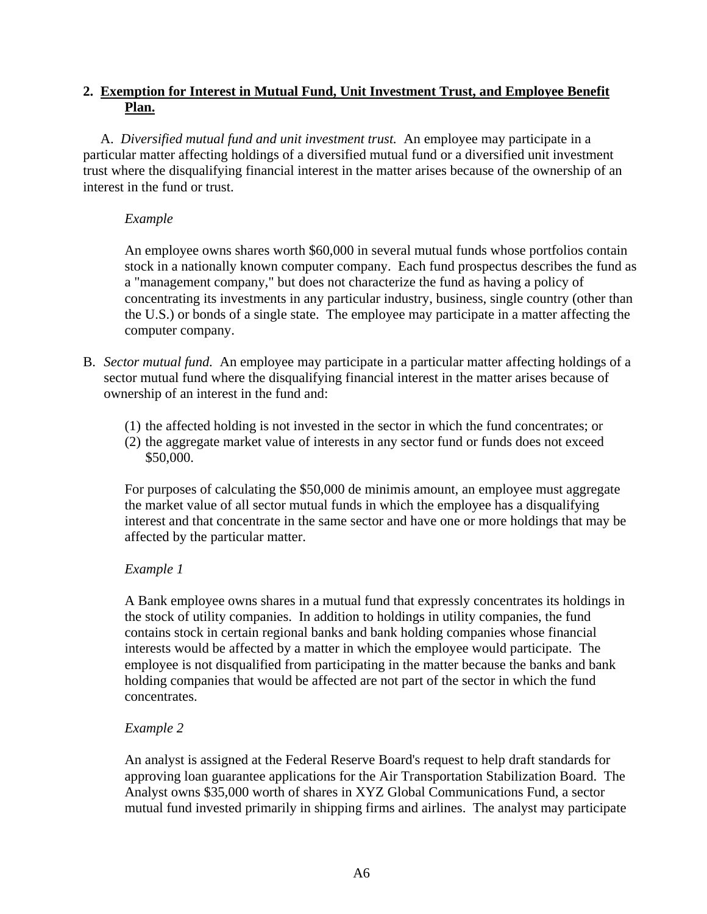## 2. Exemption for Interest in Mutual Fund, Unit Investment Trust, and Employee Benefit Plan.

A. *Diversified mutual fund and unit investment trust.* An employee may participate in a particular matter affecting holdings of a diversified mutual fund or a diversified unit investment trust where the disqualifying financial interest in the matter arises because of the ownership of an interest in the fund or trust.

*Example*

An employee owns shares worth $60,000 in several mutual funds whose portfolios contain stock in a nationally known computer company. Each fund prospectus describes the fund as a "management company," but does not characterize the fund as having a policy of concentrating its investments in any particular industry, business, single country (other than the U.S.) or bonds of a single state. The employee may participate in a matter affecting the computer company.

B. *Sector mutual fund.* An employee may participate in a particular matter affecting holdings of a sector mutual fund where the disqualifying financial interest in the matter arises because of ownership of an interest in the fund and:

(1) the affected holding is not invested in the sector in which the fund concentrates; or
(2) the aggregate market value of interests in any sector fund or funds does not exceed $50,000.

For purposes of calculating the $50,000 de minimis amount, an employee must aggregate the market value of all sector mutual funds in which the employee has a disqualifying interest and that concentrate in the same sector and have one or more holdings that may be affected by the particular matter.

*Example 1*

A Bank employee owns shares in a mutual fund that expressly concentrates its holdings in the stock of utility companies. In addition to holdings in utility companies, the fund contains stock in certain regional banks and bank holding companies whose financial interests would be affected by a matter in which the employee would participate. The employee is not disqualified from participating in the matter because the banks and bank holding companies that would be affected are not part of the sector in which the fund concentrates.

*Example 2*

An analyst is assigned at the Federal Reserve Board's request to help draft standards for approving loan guarantee applications for the Air Transportation Stabilization Board. The Analyst owns $35,000 worth of shares in XYZ Global Communications Fund, a sector mutual fund invested primarily in shipping firms and airlines. The analyst may participate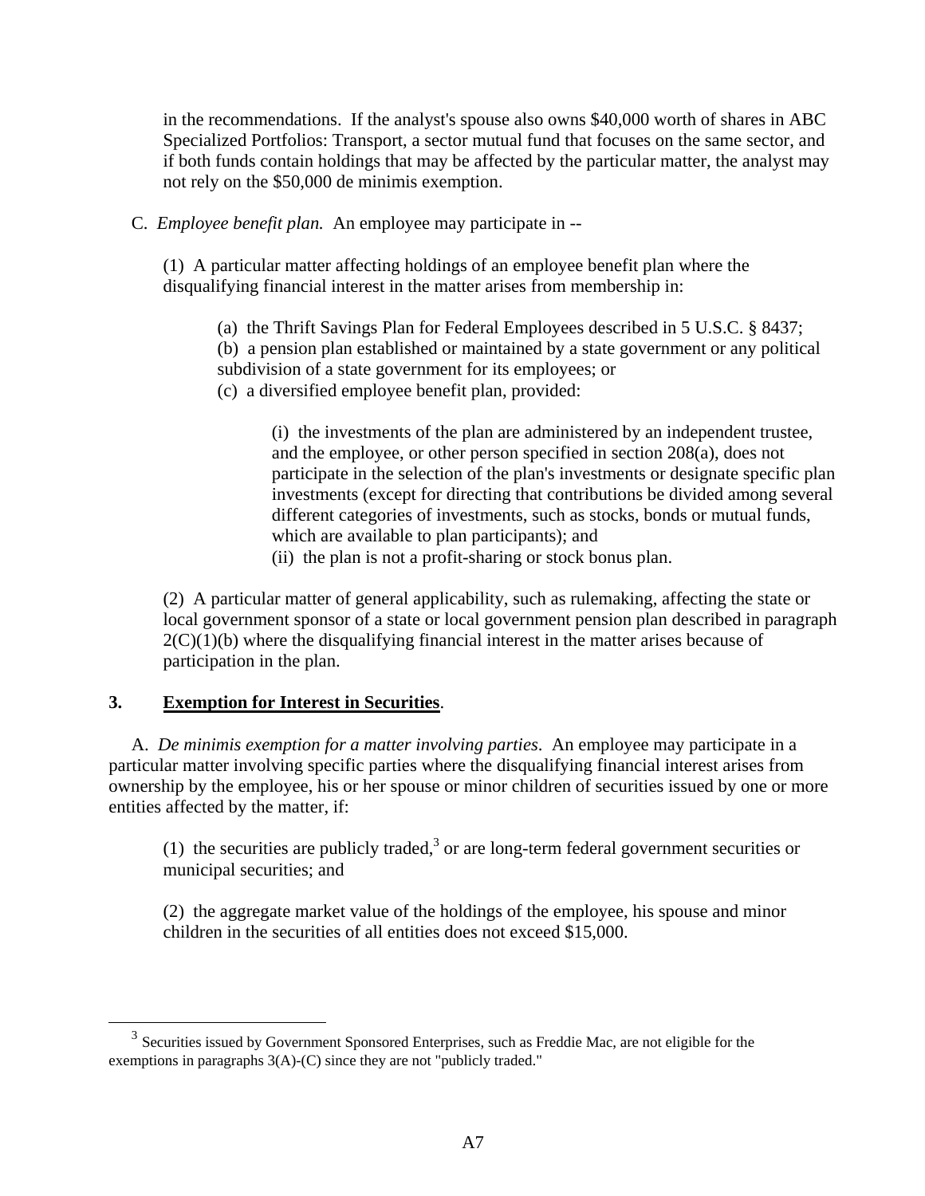in the recommendations. If the analyst's spouse also owns $40,000 worth of shares in ABC Specialized Portfolios: Transport, a sector mutual fund that focuses on the same sector, and if both funds contain holdings that may be affected by the particular matter, the analyst may not rely on the $50,000 de minimis exemption.

C. *Employee benefit plan.* An employee may participate in --

(1) A particular matter affecting holdings of an employee benefit plan where the disqualifying financial interest in the matter arises from membership in:

(a) the Thrift Savings Plan for Federal Employees described in 5 U.S.C. § 8437;
(b) a pension plan established or maintained by a state government or any political subdivision of a state government for its employees; or
(c) a diversified employee benefit plan, provided:

(i) the investments of the plan are administered by an independent trustee, and the employee, or other person specified in section 208(a), does not participate in the selection of the plan's investments or designate specific plan investments (except for directing that contributions be divided among several different categories of investments, such as stocks, bonds or mutual funds, which are available to plan participants); and
(ii) the plan is not a profit-sharing or stock bonus plan.

(2) A particular matter of general applicability, such as rulemaking, affecting the state or local government sponsor of a state or local government pension plan described in paragraph 2(C)(1)(b) where the disqualifying financial interest in the matter arises because of participation in the plan.

## 3. <u>Exemption for Interest in Securities</u>.

A. *De minimis exemption for a matter involving parties*. An employee may participate in a particular matter involving specific parties where the disqualifying financial interest arises from ownership by the employee, his or her spouse or minor children of securities issued by one or more entities affected by the matter, if:

(1) the securities are publicly traded,[3] or are long-term federal government securities or municipal securities; and

(2) the aggregate market value of the holdings of the employee, his spouse and minor children in the securities of all entities does not exceed $15,000.

---

[3] Securities issued by Government Sponsored Enterprises, such as Freddie Mac, are not eligible for the exemptions in paragraphs 3(A)-(C) since they are not "publicly traded."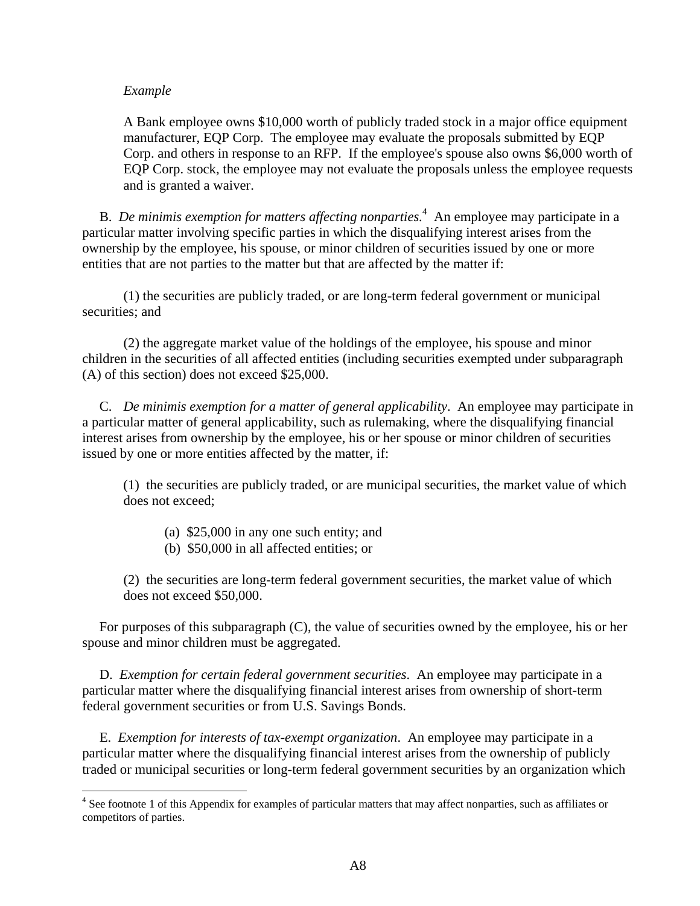*Example*

A Bank employee owns $10,000 worth of publicly traded stock in a major office equipment manufacturer, EQP Corp. The employee may evaluate the proposals submitted by EQP Corp. and others in response to an RFP. If the employee's spouse also owns $6,000 worth of EQP Corp. stock, the employee may not evaluate the proposals unless the employee requests and is granted a waiver.

B. *De minimis exemption for matters affecting nonparties.*[4] An employee may participate in a particular matter involving specific parties in which the disqualifying interest arises from the ownership by the employee, his spouse, or minor children of securities issued by one or more entities that are not parties to the matter but that are affected by the matter if:

(1) the securities are publicly traded, or are long-term federal government or municipal securities; and

(2) the aggregate market value of the holdings of the employee, his spouse and minor children in the securities of all affected entities (including securities exempted under subparagraph (A) of this section) does not exceed $25,000.

C. *De minimis exemption for a matter of general applicability*. An employee may participate in a particular matter of general applicability, such as rulemaking, where the disqualifying financial interest arises from ownership by the employee, his or her spouse or minor children of securities issued by one or more entities affected by the matter, if:

(1) the securities are publicly traded, or are municipal securities, the market value of which does not exceed;

(a) $25,000 in any one such entity; and
(b) $50,000 in all affected entities; or

(2) the securities are long-term federal government securities, the market value of which does not exceed $50,000.

For purposes of this subparagraph (C), the value of securities owned by the employee, his or her spouse and minor children must be aggregated.

D. *Exemption for certain federal government securities*. An employee may participate in a particular matter where the disqualifying financial interest arises from ownership of short-term federal government securities or from U.S. Savings Bonds.

E. *Exemption for interests of tax-exempt organization*. An employee may participate in a particular matter where the disqualifying financial interest arises from the ownership of publicly traded or municipal securities or long-term federal government securities by an organization which

[4] See footnote 1 of this Appendix for examples of particular matters that may affect nonparties, such as affiliates or competitors of parties.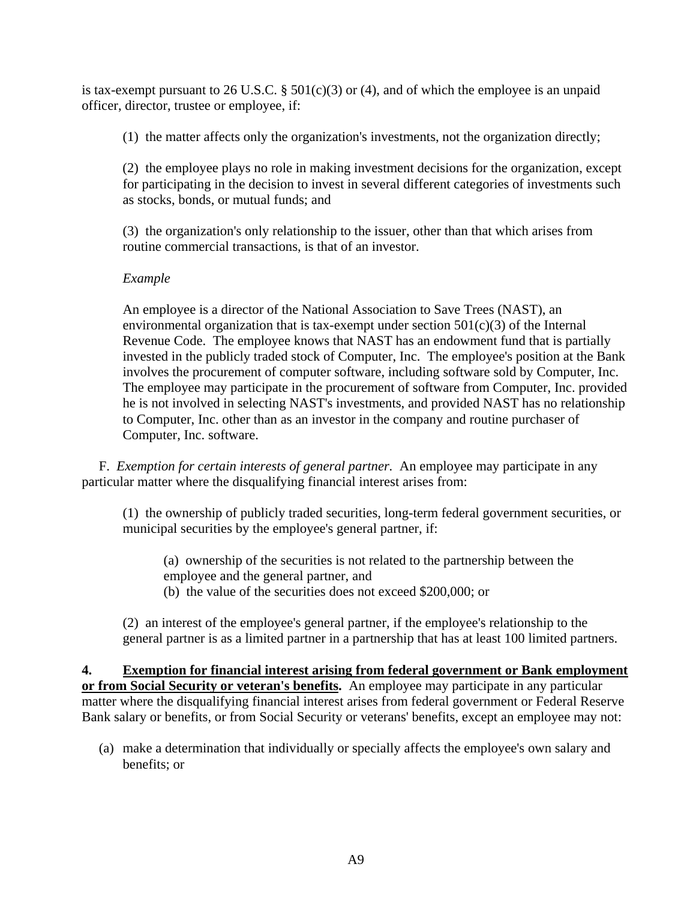is tax-exempt pursuant to 26 U.S.C. § 501(c)(3) or (4), and of which the employee is an unpaid officer, director, trustee or employee, if:

(1) the matter affects only the organization's investments, not the organization directly;

(2) the employee plays no role in making investment decisions for the organization, except for participating in the decision to invest in several different categories of investments such as stocks, bonds, or mutual funds; and

(3) the organization's only relationship to the issuer, other than that which arises from routine commercial transactions, is that of an investor.

*Example*

An employee is a director of the National Association to Save Trees (NAST), an environmental organization that is tax-exempt under section 501(c)(3) of the Internal Revenue Code. The employee knows that NAST has an endowment fund that is partially invested in the publicly traded stock of Computer, Inc. The employee's position at the Bank involves the procurement of computer software, including software sold by Computer, Inc. The employee may participate in the procurement of software from Computer, Inc. provided he is not involved in selecting NAST's investments, and provided NAST has no relationship to Computer, Inc. other than as an investor in the company and routine purchaser of Computer, Inc. software.

F. *Exemption for certain interests of general partner.* An employee may participate in any particular matter where the disqualifying financial interest arises from:

(1) the ownership of publicly traded securities, long-term federal government securities, or municipal securities by the employee's general partner, if:

(a) ownership of the securities is not related to the partnership between the employee and the general partner, and
(b) the value of the securities does not exceed $200,000; or

(2) an interest of the employee's general partner, if the employee's relationship to the general partner is as a limited partner in a partnership that has at least 100 limited partners.

**4. Exemption for financial interest arising from federal government or Bank employment or from Social Security or veteran's benefits.** An employee may participate in any particular matter where the disqualifying financial interest arises from federal government or Federal Reserve Bank salary or benefits, or from Social Security or veterans' benefits, except an employee may not:

(a) make a determination that individually or specially affects the employee's own salary and benefits; or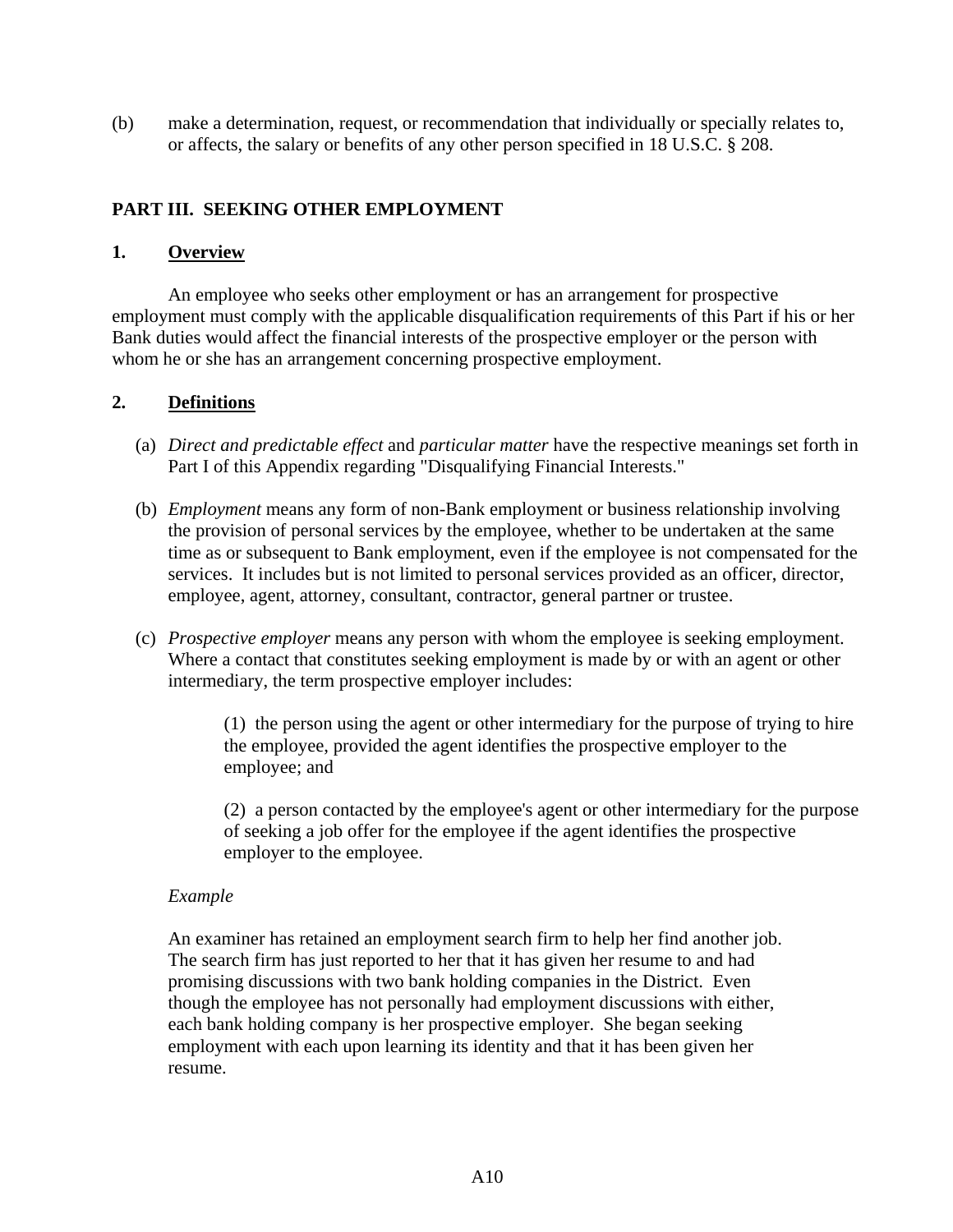(b) make a determination, request, or recommendation that individually or specially relates to, or affects, the salary or benefits of any other person specified in 18 U.S.C. § 208.

## PART III. SEEKING OTHER EMPLOYMENT

### 1. Overview

An employee who seeks other employment or has an arrangement for prospective employment must comply with the applicable disqualification requirements of this Part if his or her Bank duties would affect the financial interests of the prospective employer or the person with whom he or she has an arrangement concerning prospective employment.

### 2. Definitions

(a) *Direct and predictable effect* and *particular matter* have the respective meanings set forth in Part I of this Appendix regarding "Disqualifying Financial Interests."

(b) *Employment* means any form of non-Bank employment or business relationship involving the provision of personal services by the employee, whether to be undertaken at the same time as or subsequent to Bank employment, even if the employee is not compensated for the services. It includes but is not limited to personal services provided as an officer, director, employee, agent, attorney, consultant, contractor, general partner or trustee.

(c) *Prospective employer* means any person with whom the employee is seeking employment. Where a contact that constitutes seeking employment is made by or with an agent or other intermediary, the term prospective employer includes:

(1) the person using the agent or other intermediary for the purpose of trying to hire the employee, provided the agent identifies the prospective employer to the employee; and

(2) a person contacted by the employee's agent or other intermediary for the purpose of seeking a job offer for the employee if the agent identifies the prospective employer to the employee.

*Example*

An examiner has retained an employment search firm to help her find another job. The search firm has just reported to her that it has given her resume to and had promising discussions with two bank holding companies in the District. Even though the employee has not personally had employment discussions with either, each bank holding company is her prospective employer. She began seeking employment with each upon learning its identity and that it has been given her resume.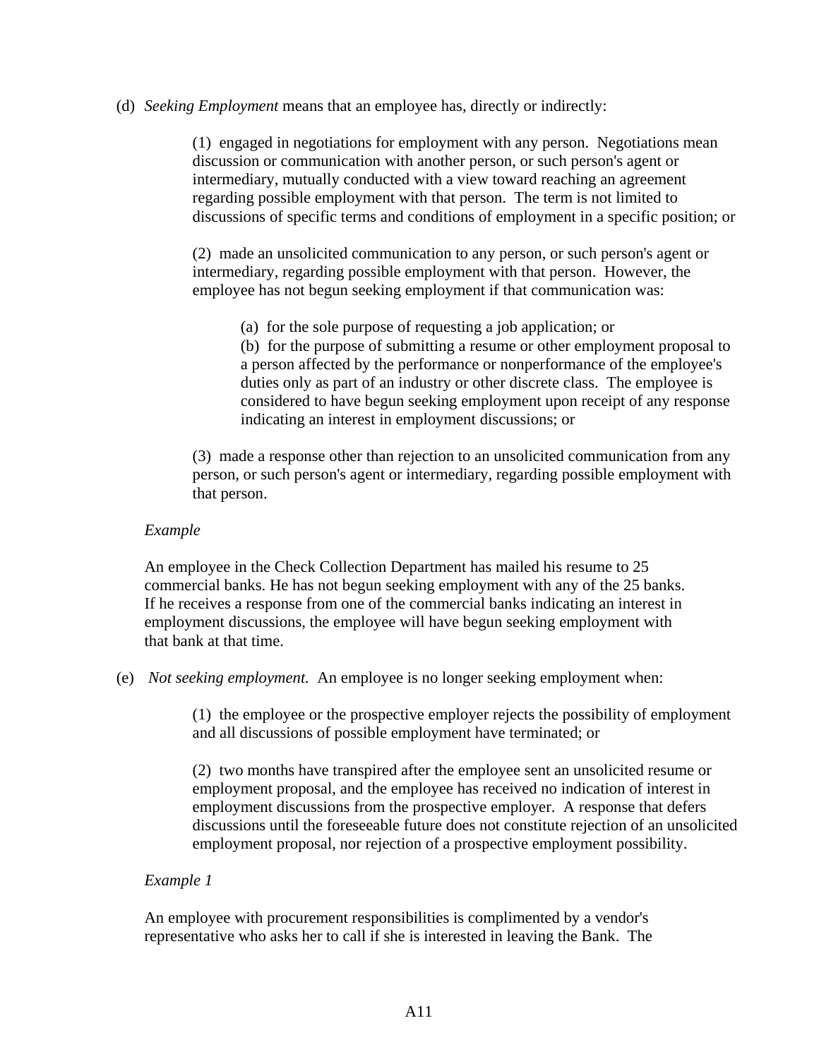(d) *Seeking Employment* means that an employee has, directly or indirectly:

> (1) engaged in negotiations for employment with any person. Negotiations mean discussion or communication with another person, or such person's agent or intermediary, mutually conducted with a view toward reaching an agreement regarding possible employment with that person. The term is not limited to discussions of specific terms and conditions of employment in a specific position; or
>
> (2) made an unsolicited communication to any person, or such person's agent or intermediary, regarding possible employment with that person. However, the employee has not begun seeking employment if that communication was:
>
> > (a) for the sole purpose of requesting a job application; or
> > (b) for the purpose of submitting a resume or other employment proposal to a person affected by the performance or nonperformance of the employee's duties only as part of an industry or other discrete class. The employee is considered to have begun seeking employment upon receipt of any response indicating an interest in employment discussions; or
>
> (3) made a response other than rejection to an unsolicited communication from any person, or such person's agent or intermediary, regarding possible employment with that person.

*Example*

An employee in the Check Collection Department has mailed his resume to 25 commercial banks. He has not begun seeking employment with any of the 25 banks. If he receives a response from one of the commercial banks indicating an interest in employment discussions, the employee will have begun seeking employment with that bank at that time.

(e) *Not seeking employment.* An employee is no longer seeking employment when:

> (1) the employee or the prospective employer rejects the possibility of employment and all discussions of possible employment have terminated; or
>
> (2) two months have transpired after the employee sent an unsolicited resume or employment proposal, and the employee has received no indication of interest in employment discussions from the prospective employer. A response that defers discussions until the foreseeable future does not constitute rejection of an unsolicited employment proposal, nor rejection of a prospective employment possibility.

*Example 1*

An employee with procurement responsibilities is complimented by a vendor's representative who asks her to call if she is interested in leaving the Bank. The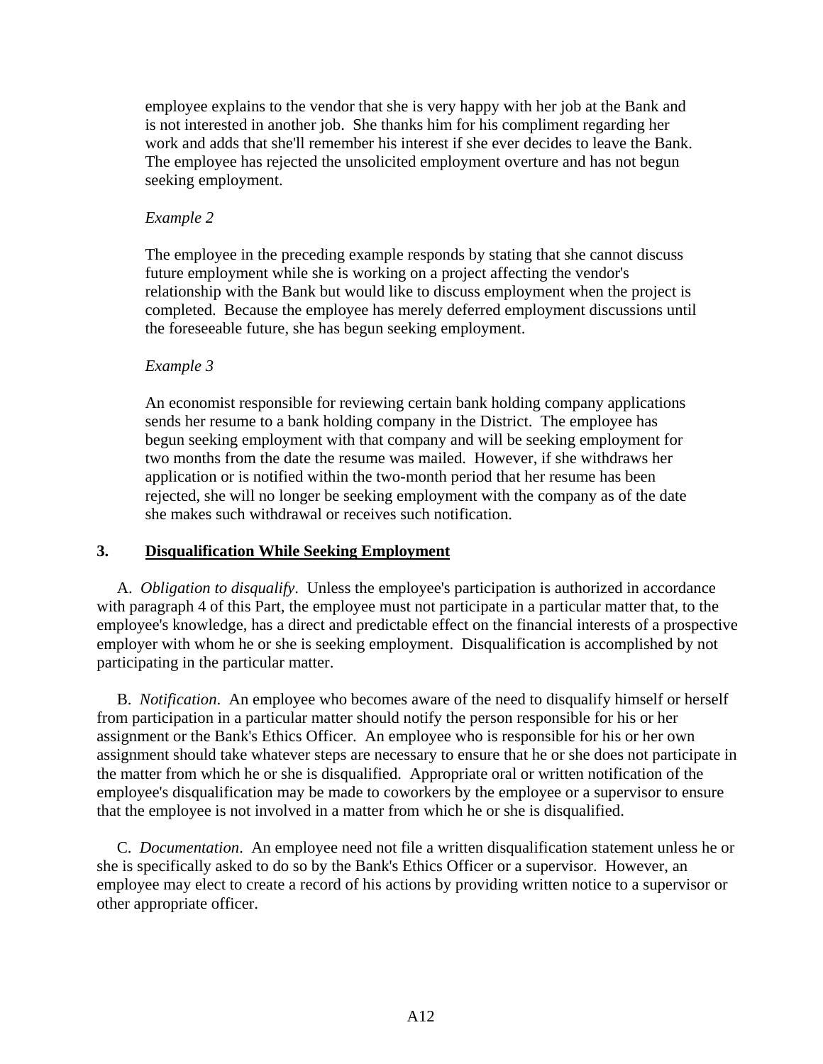employee explains to the vendor that she is very happy with her job at the Bank and is not interested in another job. She thanks him for his compliment regarding her work and adds that she'll remember his interest if she ever decides to leave the Bank. The employee has rejected the unsolicited employment overture and has not begun seeking employment.

*Example 2*

The employee in the preceding example responds by stating that she cannot discuss future employment while she is working on a project affecting the vendor's relationship with the Bank but would like to discuss employment when the project is completed. Because the employee has merely deferred employment discussions until the foreseeable future, she has begun seeking employment.

*Example 3*

An economist responsible for reviewing certain bank holding company applications sends her resume to a bank holding company in the District. The employee has begun seeking employment with that company and will be seeking employment for two months from the date the resume was mailed. However, if she withdraws her application or is notified within the two-month period that her resume has been rejected, she will no longer be seeking employment with the company as of the date she makes such withdrawal or receives such notification.

## 3. Disqualification While Seeking Employment

A. *Obligation to disqualify*. Unless the employee's participation is authorized in accordance with paragraph 4 of this Part, the employee must not participate in a particular matter that, to the employee's knowledge, has a direct and predictable effect on the financial interests of a prospective employer with whom he or she is seeking employment. Disqualification is accomplished by not participating in the particular matter.

B. *Notification*. An employee who becomes aware of the need to disqualify himself or herself from participation in a particular matter should notify the person responsible for his or her assignment or the Bank's Ethics Officer. An employee who is responsible for his or her own assignment should take whatever steps are necessary to ensure that he or she does not participate in the matter from which he or she is disqualified. Appropriate oral or written notification of the employee's disqualification may be made to coworkers by the employee or a supervisor to ensure that the employee is not involved in a matter from which he or she is disqualified.

C. *Documentation*. An employee need not file a written disqualification statement unless he or she is specifically asked to do so by the Bank's Ethics Officer or a supervisor. However, an employee may elect to create a record of his actions by providing written notice to a supervisor or other appropriate officer.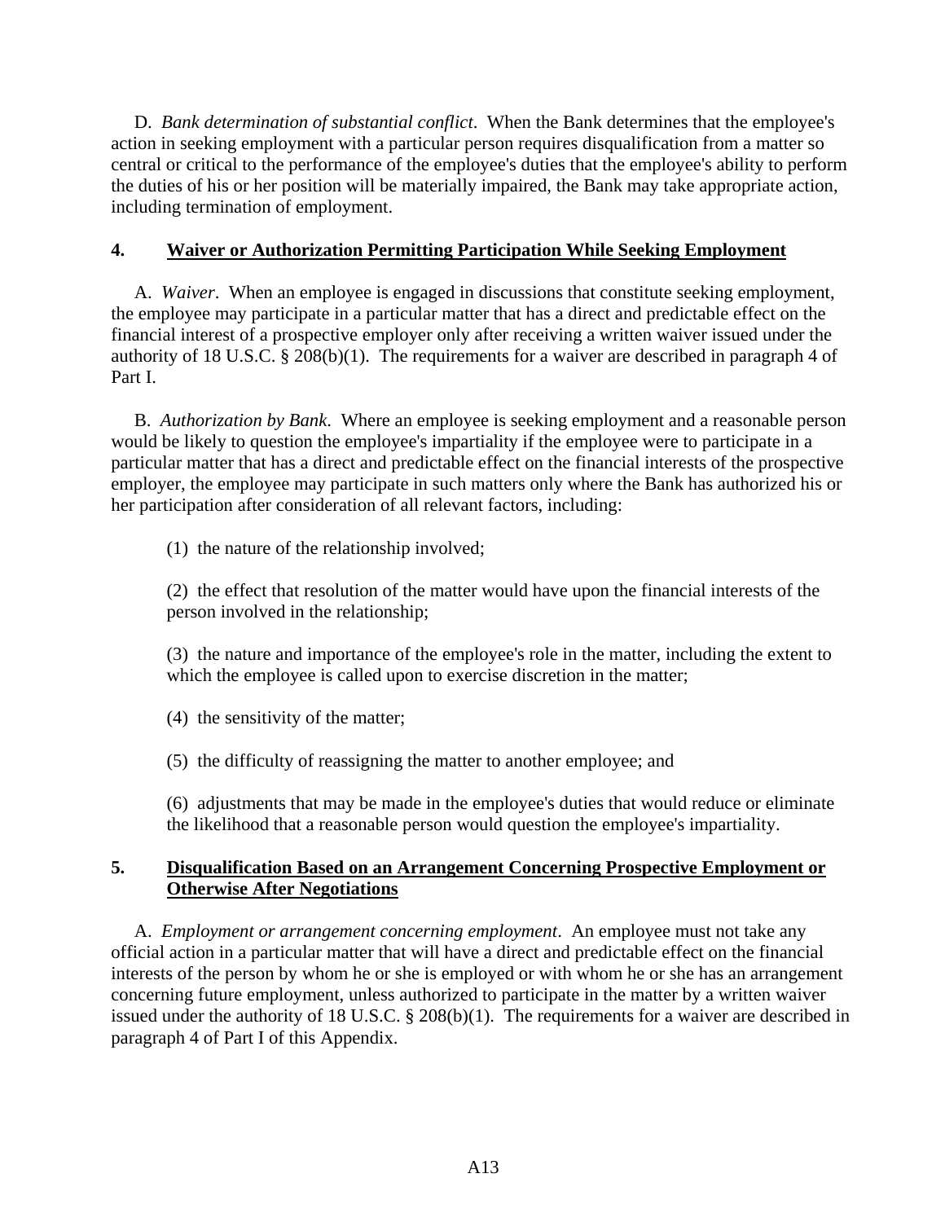D. *Bank determination of substantial conflict*. When the Bank determines that the employee's action in seeking employment with a particular person requires disqualification from a matter so central or critical to the performance of the employee's duties that the employee's ability to perform the duties of his or her position will be materially impaired, the Bank may take appropriate action, including termination of employment.

## 4. Waiver or Authorization Permitting Participation While Seeking Employment

A. *Waiver*. When an employee is engaged in discussions that constitute seeking employment, the employee may participate in a particular matter that has a direct and predictable effect on the financial interest of a prospective employer only after receiving a written waiver issued under the authority of 18 U.S.C. § 208(b)(1). The requirements for a waiver are described in paragraph 4 of Part I.

B. *Authorization by Bank*. Where an employee is seeking employment and a reasonable person would be likely to question the employee's impartiality if the employee were to participate in a particular matter that has a direct and predictable effect on the financial interests of the prospective employer, the employee may participate in such matters only where the Bank has authorized his or her participation after consideration of all relevant factors, including:

(1) the nature of the relationship involved;

(2) the effect that resolution of the matter would have upon the financial interests of the person involved in the relationship;

(3) the nature and importance of the employee's role in the matter, including the extent to which the employee is called upon to exercise discretion in the matter;

(4) the sensitivity of the matter;

(5) the difficulty of reassigning the matter to another employee; and

(6) adjustments that may be made in the employee's duties that would reduce or eliminate the likelihood that a reasonable person would question the employee's impartiality.

## 5. Disqualification Based on an Arrangement Concerning Prospective Employment or Otherwise After Negotiations

A. *Employment or arrangement concerning employment*. An employee must not take any official action in a particular matter that will have a direct and predictable effect on the financial interests of the person by whom he or she is employed or with whom he or she has an arrangement concerning future employment, unless authorized to participate in the matter by a written waiver issued under the authority of 18 U.S.C. § 208(b)(1). The requirements for a waiver are described in paragraph 4 of Part I of this Appendix.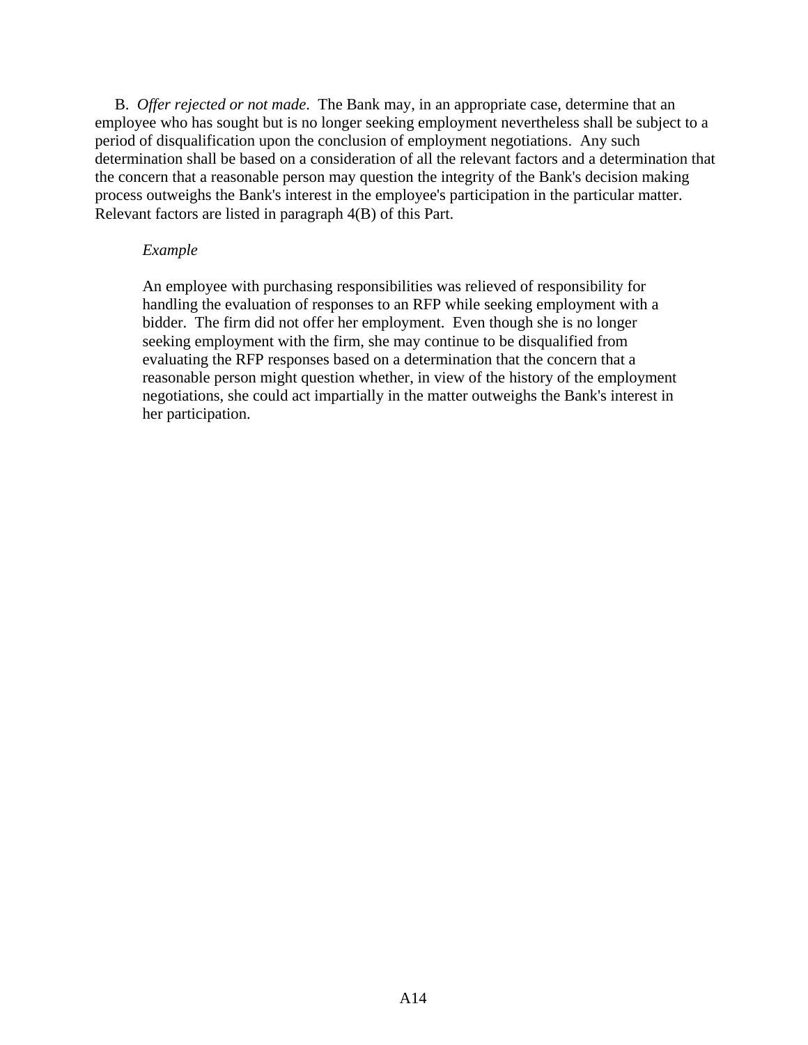B. *Offer rejected or not made*. The Bank may, in an appropriate case, determine that an employee who has sought but is no longer seeking employment nevertheless shall be subject to a period of disqualification upon the conclusion of employment negotiations. Any such determination shall be based on a consideration of all the relevant factors and a determination that the concern that a reasonable person may question the integrity of the Bank's decision making process outweighs the Bank's interest in the employee's participation in the particular matter. Relevant factors are listed in paragraph 4(B) of this Part.

> *Example*
>
> An employee with purchasing responsibilities was relieved of responsibility for handling the evaluation of responses to an RFP while seeking employment with a bidder. The firm did not offer her employment. Even though she is no longer seeking employment with the firm, she may continue to be disqualified from evaluating the RFP responses based on a determination that the concern that a reasonable person might question whether, in view of the history of the employment negotiations, she could act impartially in the matter outweighs the Bank's interest in her participation.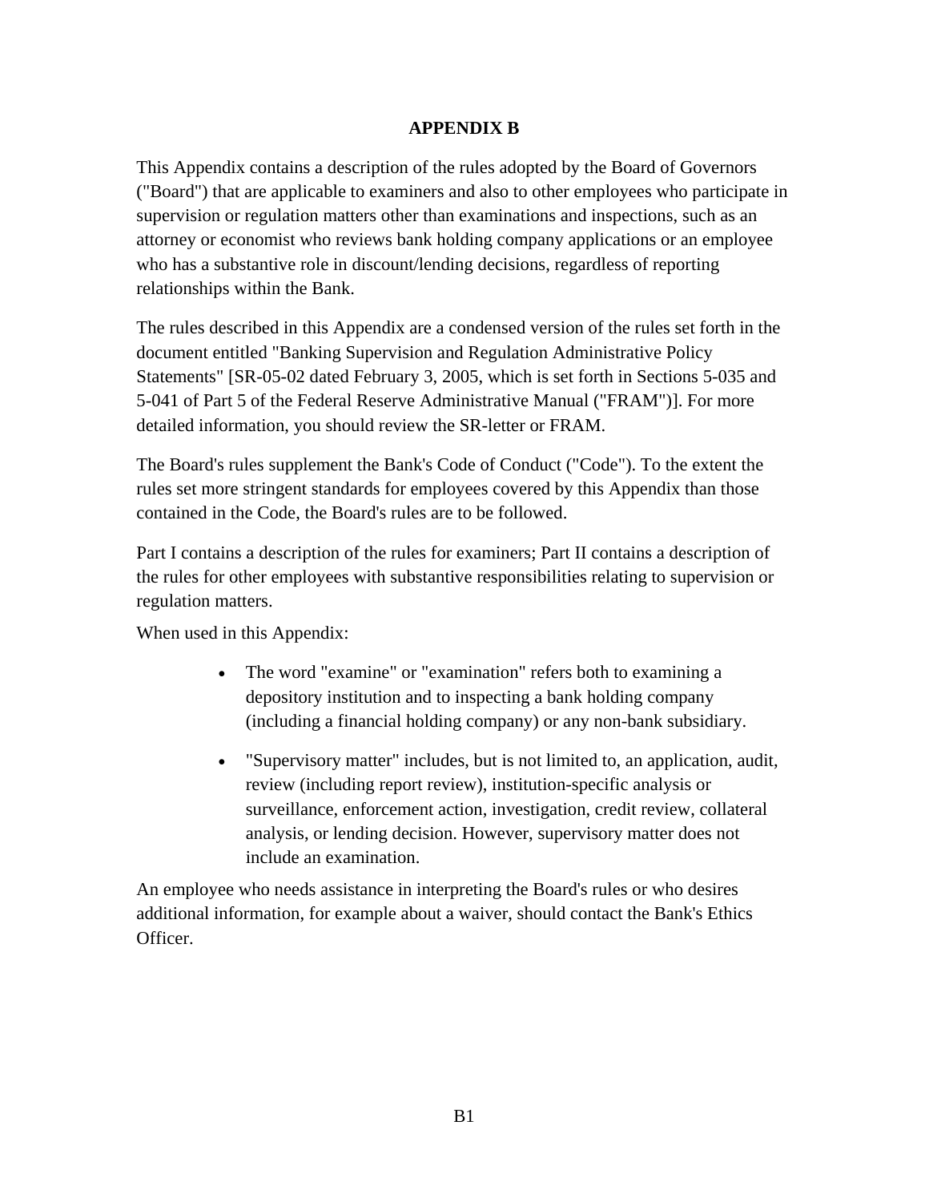# APPENDIX B

This Appendix contains a description of the rules adopted by the Board of Governors ("Board") that are applicable to examiners and also to other employees who participate in supervision or regulation matters other than examinations and inspections, such as an attorney or economist who reviews bank holding company applications or an employee who has a substantive role in discount/lending decisions, regardless of reporting relationships within the Bank.

The rules described in this Appendix are a condensed version of the rules set forth in the document entitled "Banking Supervision and Regulation Administrative Policy Statements" [SR-05-02 dated February 3, 2005, which is set forth in Sections 5-035 and 5-041 of Part 5 of the Federal Reserve Administrative Manual ("FRAM")]. For more detailed information, you should review the SR-letter or FRAM.

The Board's rules supplement the Bank's Code of Conduct ("Code"). To the extent the rules set more stringent standards for employees covered by this Appendix than those contained in the Code, the Board's rules are to be followed.

Part I contains a description of the rules for examiners; Part II contains a description of the rules for other employees with substantive responsibilities relating to supervision or regulation matters.

When used in this Appendix:

- The word "examine" or "examination" refers both to examining a depository institution and to inspecting a bank holding company (including a financial holding company) or any non-bank subsidiary.
- "Supervisory matter" includes, but is not limited to, an application, audit, review (including report review), institution-specific analysis or surveillance, enforcement action, investigation, credit review, collateral analysis, or lending decision. However, supervisory matter does not include an examination.

An employee who needs assistance in interpreting the Board's rules or who desires additional information, for example about a waiver, should contact the Bank's Ethics Officer.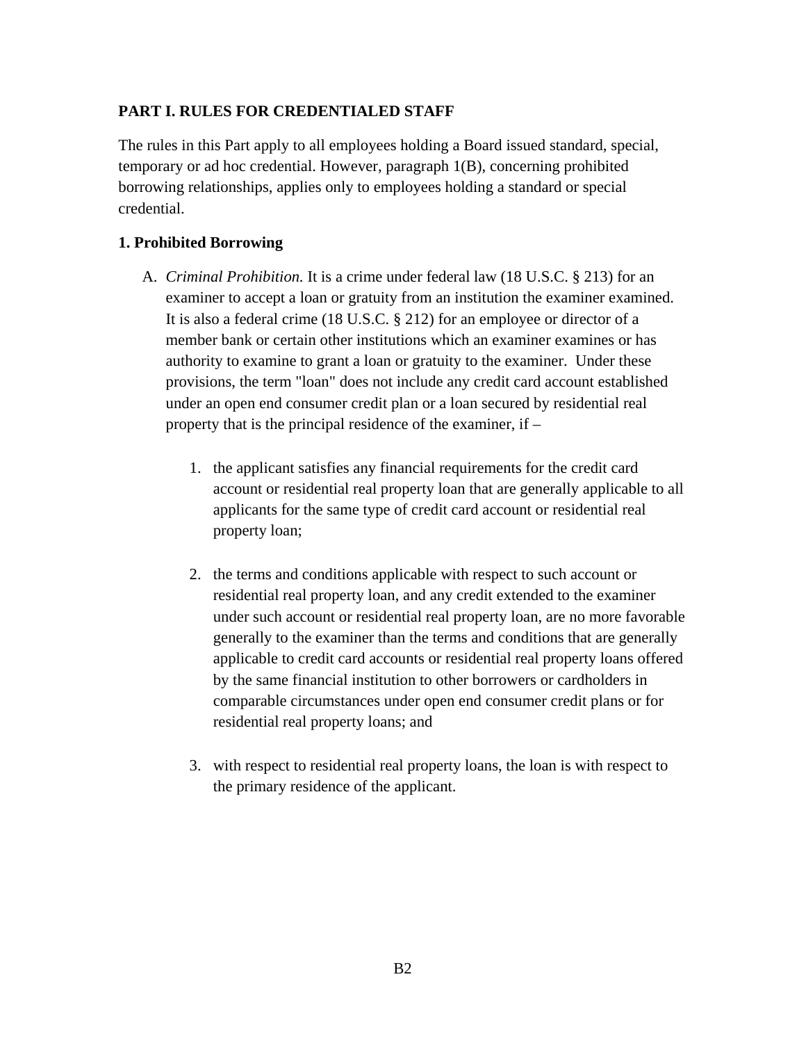## PART I. RULES FOR CREDENTIALED STAFF

The rules in this Part apply to all employees holding a Board issued standard, special, temporary or ad hoc credential. However, paragraph 1(B), concerning prohibited borrowing relationships, applies only to employees holding a standard or special credential.

### 1. Prohibited Borrowing

A. *Criminal Prohibition.* It is a crime under federal law (18 U.S.C. § 213) for an examiner to accept a loan or gratuity from an institution the examiner examined. It is also a federal crime (18 U.S.C. § 212) for an employee or director of a member bank or certain other institutions which an examiner examines or has authority to examine to grant a loan or gratuity to the examiner. Under these provisions, the term "loan" does not include any credit card account established under an open end consumer credit plan or a loan secured by residential real property that is the principal residence of the examiner, if –

   1. the applicant satisfies any financial requirements for the credit card account or residential real property loan that are generally applicable to all applicants for the same type of credit card account or residential real property loan;

   2. the terms and conditions applicable with respect to such account or residential real property loan, and any credit extended to the examiner under such account or residential real property loan, are no more favorable generally to the examiner than the terms and conditions that are generally applicable to credit card accounts or residential real property loans offered by the same financial institution to other borrowers or cardholders in comparable circumstances under open end consumer credit plans or for residential real property loans; and

   3. with respect to residential real property loans, the loan is with respect to the primary residence of the applicant.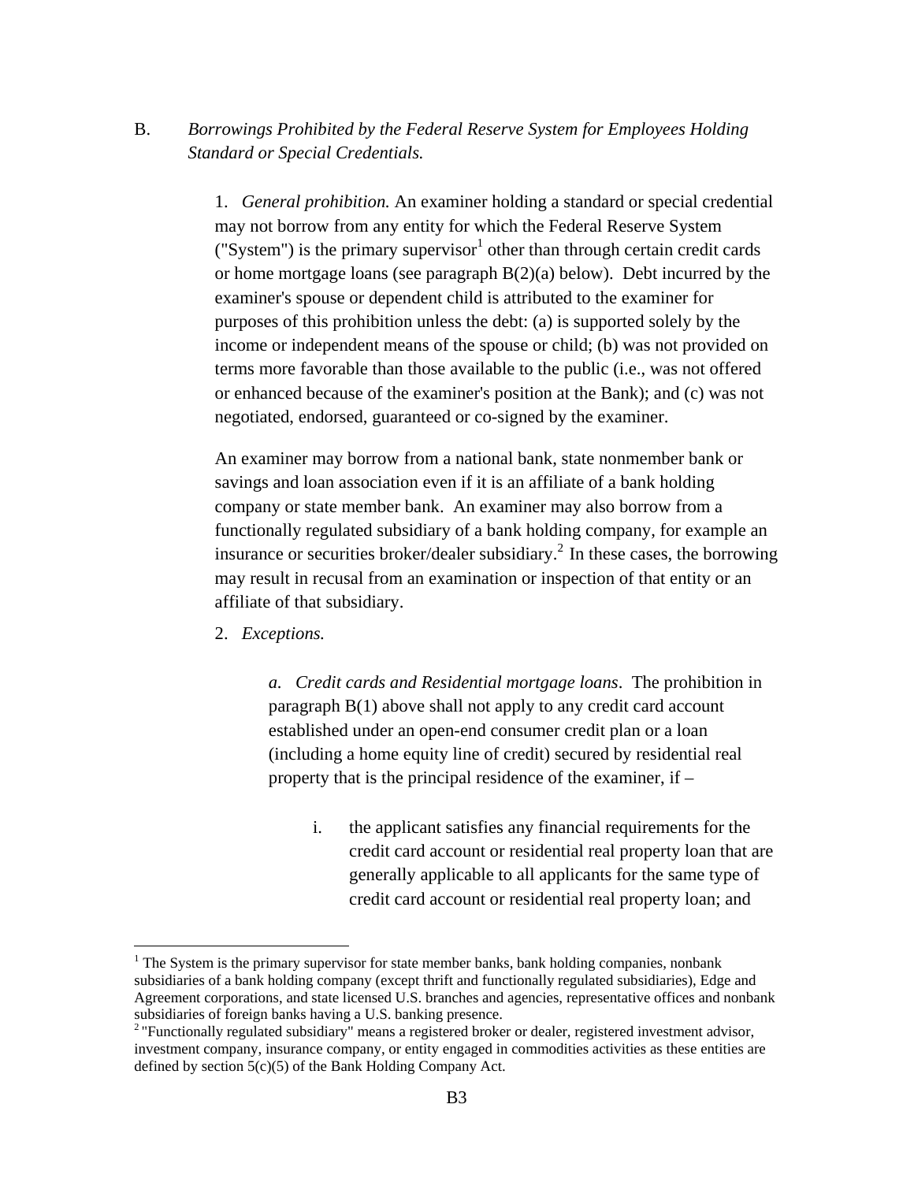B. *Borrowings Prohibited by the Federal Reserve System for Employees Holding Standard or Special Credentials.*

1. *General prohibition.* An examiner holding a standard or special credential may not borrow from any entity for which the Federal Reserve System ("System") is the primary supervisor[1] other than through certain credit cards or home mortgage loans (see paragraph B(2)(a) below). Debt incurred by the examiner's spouse or dependent child is attributed to the examiner for purposes of this prohibition unless the debt: (a) is supported solely by the income or independent means of the spouse or child; (b) was not provided on terms more favorable than those available to the public (i.e., was not offered or enhanced because of the examiner's position at the Bank); and (c) was not negotiated, endorsed, guaranteed or co-signed by the examiner.

An examiner may borrow from a national bank, state nonmember bank or savings and loan association even if it is an affiliate of a bank holding company or state member bank. An examiner may also borrow from a functionally regulated subsidiary of a bank holding company, for example an insurance or securities broker/dealer subsidiary.[2] In these cases, the borrowing may result in recusal from an examination or inspection of that entity or an affiliate of that subsidiary.

2. *Exceptions.*

*a. Credit cards and Residential mortgage loans*. The prohibition in paragraph B(1) above shall not apply to any credit card account established under an open-end consumer credit plan or a loan (including a home equity line of credit) secured by residential real property that is the principal residence of the examiner, if –

i. the applicant satisfies any financial requirements for the credit card account or residential real property loan that are generally applicable to all applicants for the same type of credit card account or residential real property loan; and

[1] The System is the primary supervisor for state member banks, bank holding companies, nonbank subsidiaries of a bank holding company (except thrift and functionally regulated subsidiaries), Edge and Agreement corporations, and state licensed U.S. branches and agencies, representative offices and nonbank subsidiaries of foreign banks having a U.S. banking presence.

[2] "Functionally regulated subsidiary" means a registered broker or dealer, registered investment advisor, investment company, insurance company, or entity engaged in commodities activities as these entities are defined by section 5(c)(5) of the Bank Holding Company Act.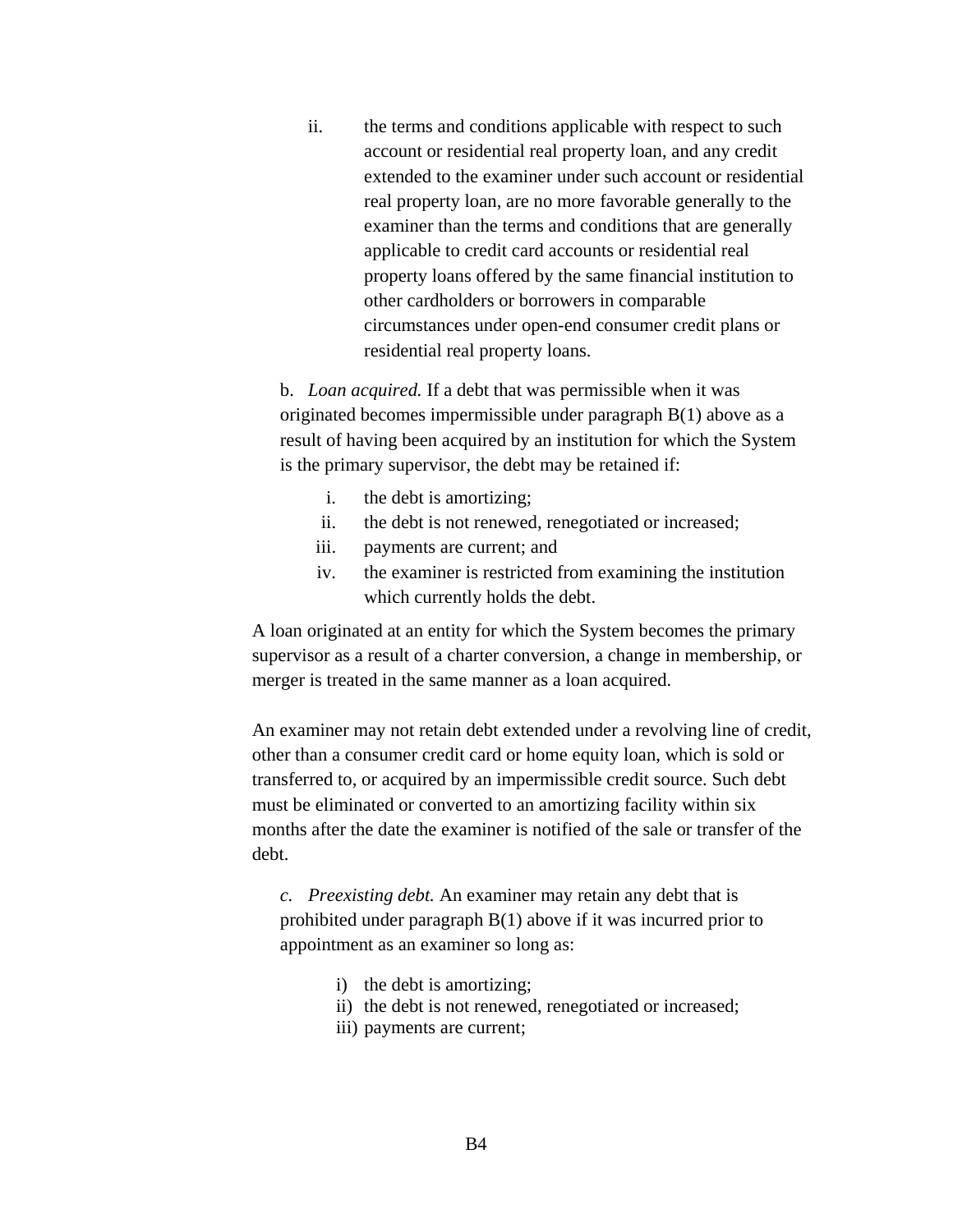ii. the terms and conditions applicable with respect to such account or residential real property loan, and any credit extended to the examiner under such account or residential real property loan, are no more favorable generally to the examiner than the terms and conditions that are generally applicable to credit card accounts or residential real property loans offered by the same financial institution to other cardholders or borrowers in comparable circumstances under open-end consumer credit plans or residential real property loans.

b. *Loan acquired.* If a debt that was permissible when it was originated becomes impermissible under paragraph B(1) above as a result of having been acquired by an institution for which the System is the primary supervisor, the debt may be retained if:

i. the debt is amortizing;
ii. the debt is not renewed, renegotiated or increased;
iii. payments are current; and
iv. the examiner is restricted from examining the institution which currently holds the debt.

A loan originated at an entity for which the System becomes the primary supervisor as a result of a charter conversion, a change in membership, or merger is treated in the same manner as a loan acquired.

An examiner may not retain debt extended under a revolving line of credit, other than a consumer credit card or home equity loan, which is sold or transferred to, or acquired by an impermissible credit source. Such debt must be eliminated or converted to an amortizing facility within six months after the date the examiner is notified of the sale or transfer of the debt.

*c. Preexisting debt.* An examiner may retain any debt that is prohibited under paragraph B(1) above if it was incurred prior to appointment as an examiner so long as:

i) the debt is amortizing;
ii) the debt is not renewed, renegotiated or increased;
iii) payments are current;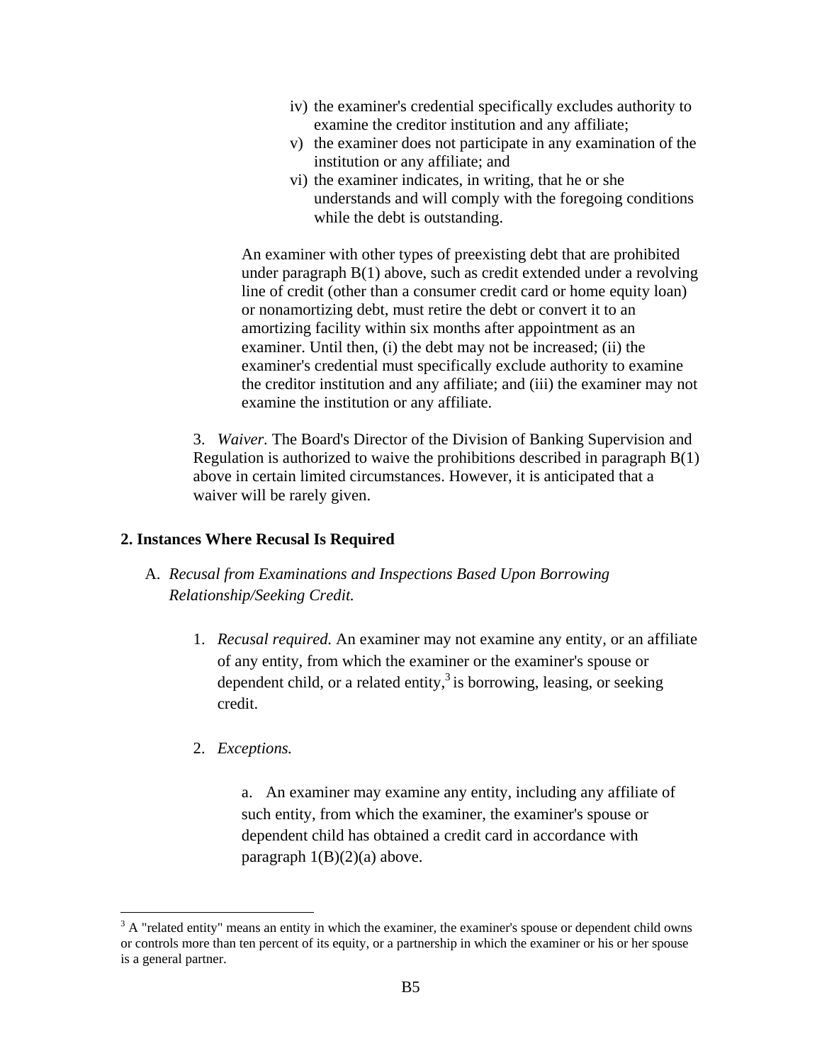iv) the examiner's credential specifically excludes authority to examine the creditor institution and any affiliate;

v) the examiner does not participate in any examination of the institution or any affiliate; and

vi) the examiner indicates, in writing, that he or she understands and will comply with the foregoing conditions while the debt is outstanding.

An examiner with other types of preexisting debt that are prohibited under paragraph B(1) above, such as credit extended under a revolving line of credit (other than a consumer credit card or home equity loan) or nonamortizing debt, must retire the debt or convert it to an amortizing facility within six months after appointment as an examiner. Until then, (i) the debt may not be increased; (ii) the examiner's credential must specifically exclude authority to examine the creditor institution and any affiliate; and (iii) the examiner may not examine the institution or any affiliate.

3. *Waiver.* The Board's Director of the Division of Banking Supervision and Regulation is authorized to waive the prohibitions described in paragraph B(1) above in certain limited circumstances. However, it is anticipated that a waiver will be rarely given.

**2. Instances Where Recusal Is Required**

A. *Recusal from Examinations and Inspections Based Upon Borrowing Relationship/Seeking Credit.*

1. *Recusal required.* An examiner may not examine any entity, or an affiliate of any entity, from which the examiner or the examiner's spouse or dependent child, or a related entity,[3] is borrowing, leasing, or seeking credit.

2. *Exceptions.*

a. An examiner may examine any entity, including any affiliate of such entity, from which the examiner, the examiner's spouse or dependent child has obtained a credit card in accordance with paragraph 1(B)(2)(a) above.

[3] A "related entity" means an entity in which the examiner, the examiner's spouse or dependent child owns or controls more than ten percent of its equity, or a partnership in which the examiner or his or her spouse is a general partner.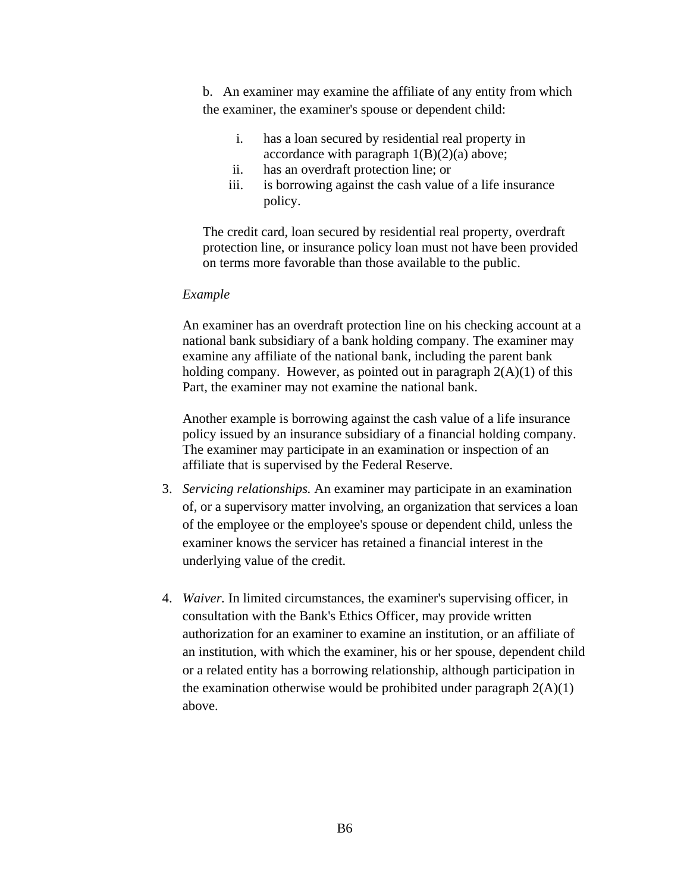b. An examiner may examine the affiliate of any entity from which the examiner, the examiner's spouse or dependent child:

i. has a loan secured by residential real property in accordance with paragraph 1(B)(2)(a) above;
ii. has an overdraft protection line; or
iii. is borrowing against the cash value of a life insurance policy.

The credit card, loan secured by residential real property, overdraft protection line, or insurance policy loan must not have been provided on terms more favorable than those available to the public.

*Example*

An examiner has an overdraft protection line on his checking account at a national bank subsidiary of a bank holding company. The examiner may examine any affiliate of the national bank, including the parent bank holding company. However, as pointed out in paragraph 2(A)(1) of this Part, the examiner may not examine the national bank.

Another example is borrowing against the cash value of a life insurance policy issued by an insurance subsidiary of a financial holding company. The examiner may participate in an examination or inspection of an affiliate that is supervised by the Federal Reserve.

3. *Servicing relationships.* An examiner may participate in an examination of, or a supervisory matter involving, an organization that services a loan of the employee or the employee's spouse or dependent child, unless the examiner knows the servicer has retained a financial interest in the underlying value of the credit.

4. *Waiver.* In limited circumstances, the examiner's supervising officer, in consultation with the Bank's Ethics Officer, may provide written authorization for an examiner to examine an institution, or an affiliate of an institution, with which the examiner, his or her spouse, dependent child or a related entity has a borrowing relationship, although participation in the examination otherwise would be prohibited under paragraph 2(A)(1) above.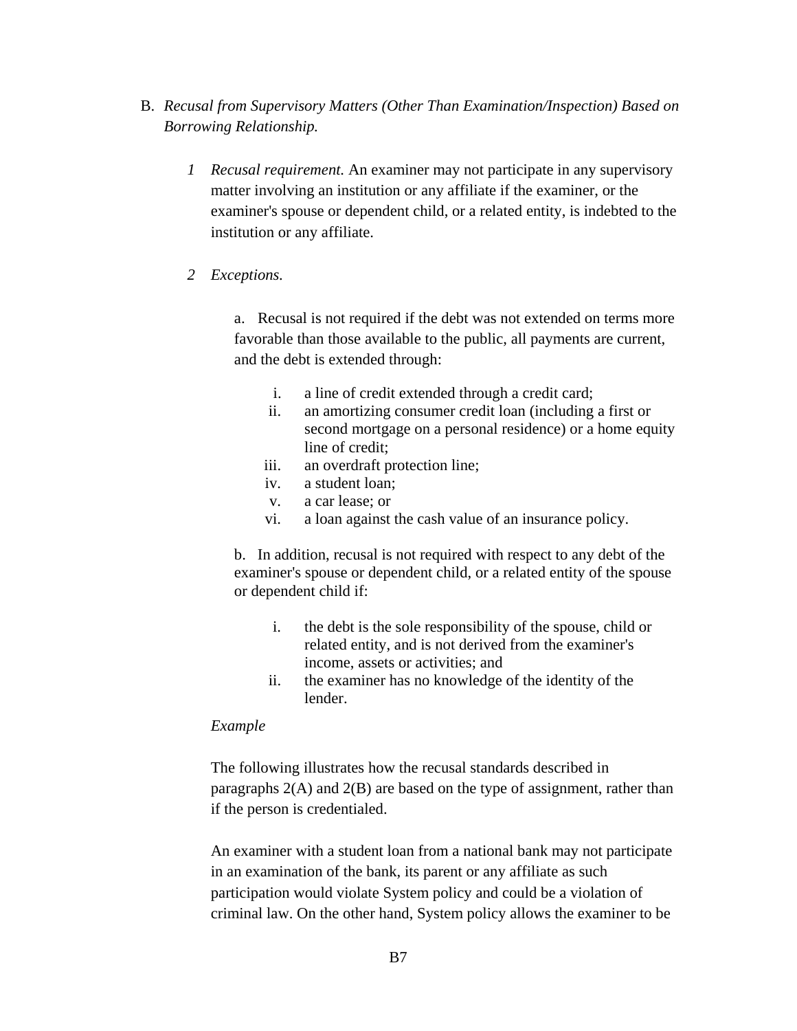B. *Recusal from Supervisory Matters (Other Than Examination/Inspection) Based on Borrowing Relationship.*

1 *Recusal requirement.* An examiner may not participate in any supervisory matter involving an institution or any affiliate if the examiner, or the examiner's spouse or dependent child, or a related entity, is indebted to the institution or any affiliate.

2 *Exceptions.*

a. Recusal is not required if the debt was not extended on terms more favorable than those available to the public, all payments are current, and the debt is extended through:

i. a line of credit extended through a credit card;
ii. an amortizing consumer credit loan (including a first or second mortgage on a personal residence) or a home equity line of credit;
iii. an overdraft protection line;
iv. a student loan;
v. a car lease; or
vi. a loan against the cash value of an insurance policy.

b. In addition, recusal is not required with respect to any debt of the examiner's spouse or dependent child, or a related entity of the spouse or dependent child if:

i. the debt is the sole responsibility of the spouse, child or related entity, and is not derived from the examiner's income, assets or activities; and
ii. the examiner has no knowledge of the identity of the lender.

*Example*

The following illustrates how the recusal standards described in paragraphs 2(A) and 2(B) are based on the type of assignment, rather than if the person is credentialed.

An examiner with a student loan from a national bank may not participate in an examination of the bank, its parent or any affiliate as such participation would violate System policy and could be a violation of criminal law. On the other hand, System policy allows the examiner to be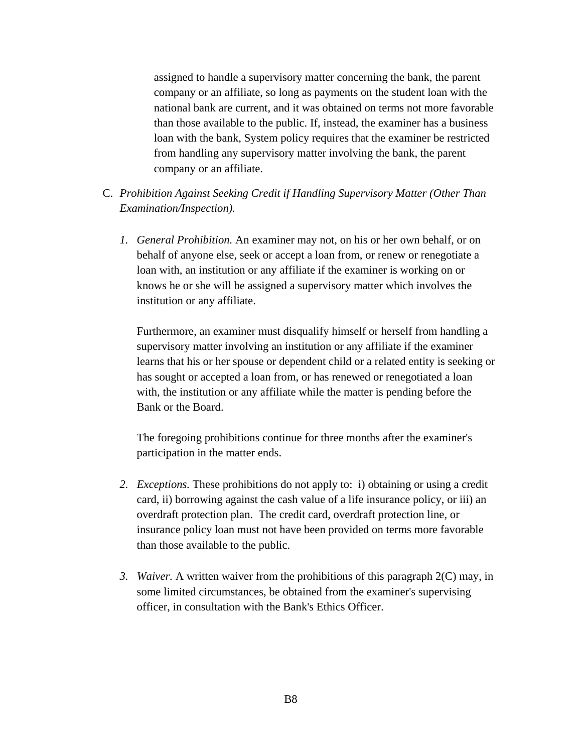assigned to handle a supervisory matter concerning the bank, the parent company or an affiliate, so long as payments on the student loan with the national bank are current, and it was obtained on terms not more favorable than those available to the public. If, instead, the examiner has a business loan with the bank, System policy requires that the examiner be restricted from handling any supervisory matter involving the bank, the parent company or an affiliate.

C. *Prohibition Against Seeking Credit if Handling Supervisory Matter (Other Than Examination/Inspection).*

1. *General Prohibition.* An examiner may not, on his or her own behalf, or on behalf of anyone else, seek or accept a loan from, or renew or renegotiate a loan with, an institution or any affiliate if the examiner is working on or knows he or she will be assigned a supervisory matter which involves the institution or any affiliate.

   Furthermore, an examiner must disqualify himself or herself from handling a supervisory matter involving an institution or any affiliate if the examiner learns that his or her spouse or dependent child or a related entity is seeking or has sought or accepted a loan from, or has renewed or renegotiated a loan with, the institution or any affiliate while the matter is pending before the Bank or the Board.

   The foregoing prohibitions continue for three months after the examiner's participation in the matter ends.

2. *Exceptions.* These prohibitions do not apply to: i) obtaining or using a credit card, ii) borrowing against the cash value of a life insurance policy, or iii) an overdraft protection plan. The credit card, overdraft protection line, or insurance policy loan must not have been provided on terms more favorable than those available to the public.

3. *Waiver.* A written waiver from the prohibitions of this paragraph 2(C) may, in some limited circumstances, be obtained from the examiner's supervising officer, in consultation with the Bank's Ethics Officer.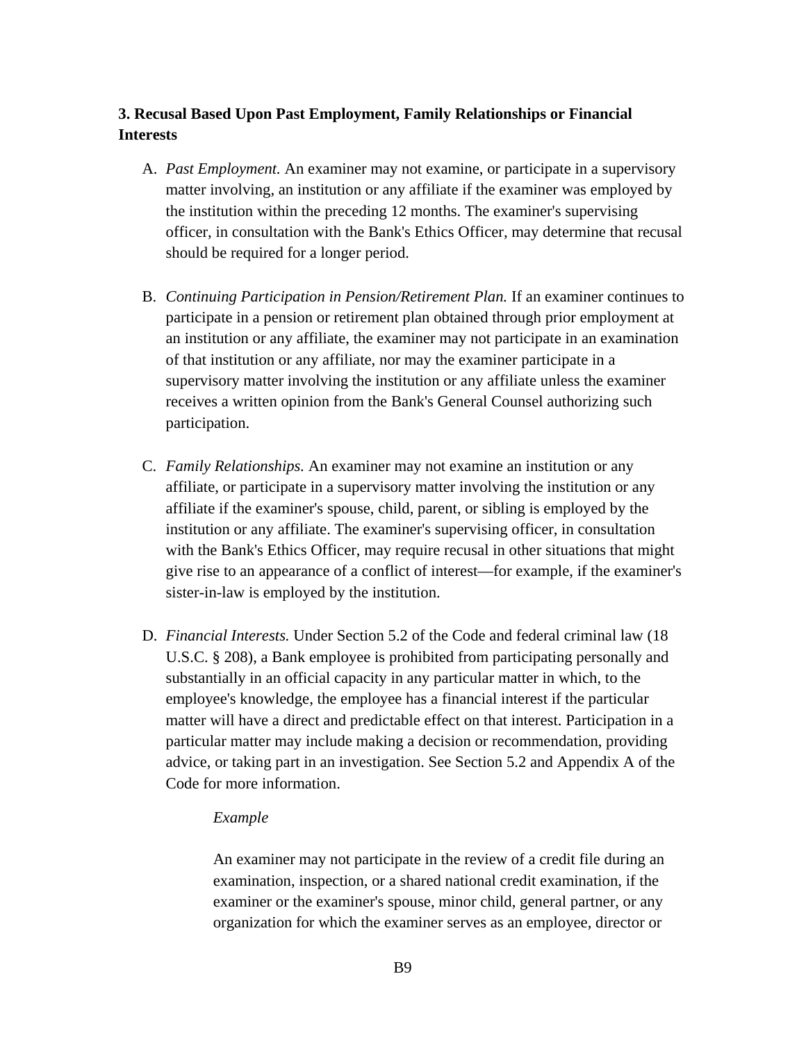### 3. Recusal Based Upon Past Employment, Family Relationships or Financial Interests

A. *Past Employment.* An examiner may not examine, or participate in a supervisory matter involving, an institution or any affiliate if the examiner was employed by the institution within the preceding 12 months. The examiner's supervising officer, in consultation with the Bank's Ethics Officer, may determine that recusal should be required for a longer period.

B. *Continuing Participation in Pension/Retirement Plan.* If an examiner continues to participate in a pension or retirement plan obtained through prior employment at an institution or any affiliate, the examiner may not participate in an examination of that institution or any affiliate, nor may the examiner participate in a supervisory matter involving the institution or any affiliate unless the examiner receives a written opinion from the Bank's General Counsel authorizing such participation.

C. *Family Relationships.* An examiner may not examine an institution or any affiliate, or participate in a supervisory matter involving the institution or any affiliate if the examiner's spouse, child, parent, or sibling is employed by the institution or any affiliate. The examiner's supervising officer, in consultation with the Bank's Ethics Officer, may require recusal in other situations that might give rise to an appearance of a conflict of interest—for example, if the examiner's sister-in-law is employed by the institution.

D. *Financial Interests.* Under Section 5.2 of the Code and federal criminal law (18 U.S.C. § 208), a Bank employee is prohibited from participating personally and substantially in an official capacity in any particular matter in which, to the employee's knowledge, the employee has a financial interest if the particular matter will have a direct and predictable effect on that interest. Participation in a particular matter may include making a decision or recommendation, providing advice, or taking part in an investigation. See Section 5.2 and Appendix A of the Code for more information.

   *Example*

   An examiner may not participate in the review of a credit file during an examination, inspection, or a shared national credit examination, if the examiner or the examiner's spouse, minor child, general partner, or any organization for which the examiner serves as an employee, director or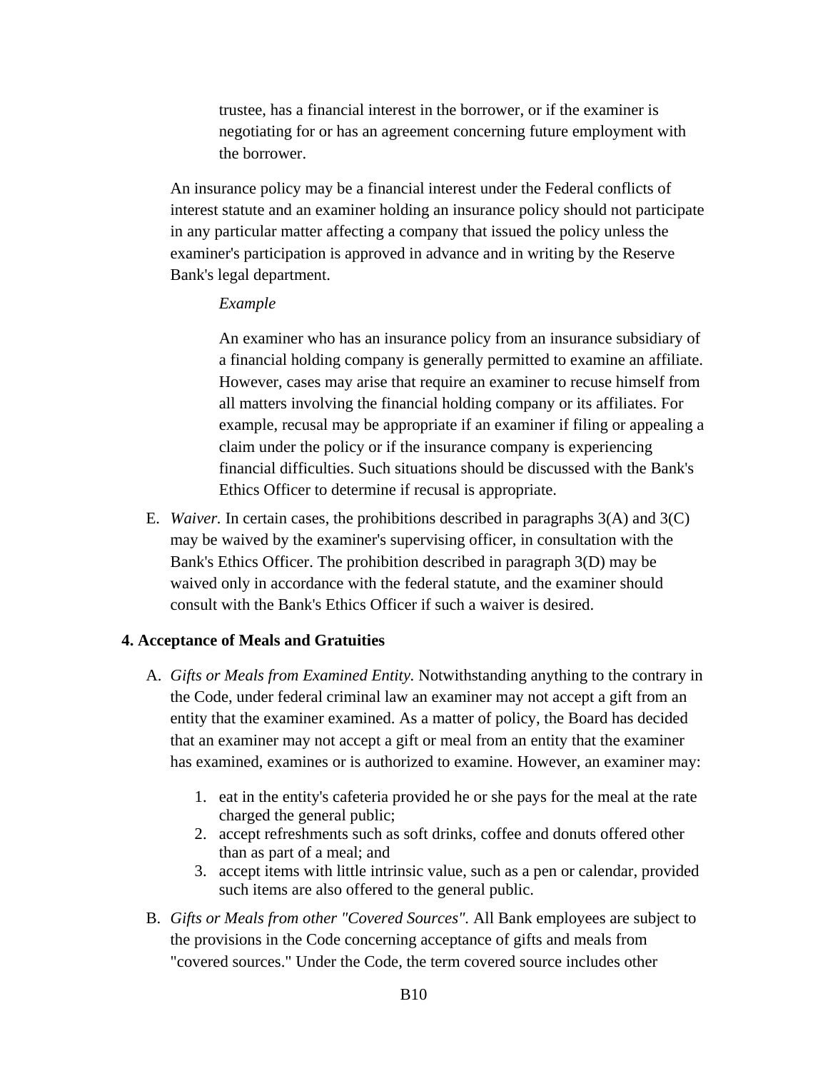trustee, has a financial interest in the borrower, or if the examiner is negotiating for or has an agreement concerning future employment with the borrower.

An insurance policy may be a financial interest under the Federal conflicts of interest statute and an examiner holding an insurance policy should not participate in any particular matter affecting a company that issued the policy unless the examiner's participation is approved in advance and in writing by the Reserve Bank's legal department.

*Example*

An examiner who has an insurance policy from an insurance subsidiary of a financial holding company is generally permitted to examine an affiliate. However, cases may arise that require an examiner to recuse himself from all matters involving the financial holding company or its affiliates. For example, recusal may be appropriate if an examiner if filing or appealing a claim under the policy or if the insurance company is experiencing financial difficulties. Such situations should be discussed with the Bank's Ethics Officer to determine if recusal is appropriate.

E. *Waiver.* In certain cases, the prohibitions described in paragraphs 3(A) and 3(C) may be waived by the examiner's supervising officer, in consultation with the Bank's Ethics Officer. The prohibition described in paragraph 3(D) may be waived only in accordance with the federal statute, and the examiner should consult with the Bank's Ethics Officer if such a waiver is desired.

**4. Acceptance of Meals and Gratuities**

A. *Gifts or Meals from Examined Entity.* Notwithstanding anything to the contrary in the Code, under federal criminal law an examiner may not accept a gift from an entity that the examiner examined. As a matter of policy, the Board has decided that an examiner may not accept a gift or meal from an entity that the examiner has examined, examines or is authorized to examine. However, an examiner may:

1. eat in the entity's cafeteria provided he or she pays for the meal at the rate charged the general public;
2. accept refreshments such as soft drinks, coffee and donuts offered other than as part of a meal; and
3. accept items with little intrinsic value, such as a pen or calendar, provided such items are also offered to the general public.

B. *Gifts or Meals from other "Covered Sources".* All Bank employees are subject to the provisions in the Code concerning acceptance of gifts and meals from "covered sources." Under the Code, the term covered source includes other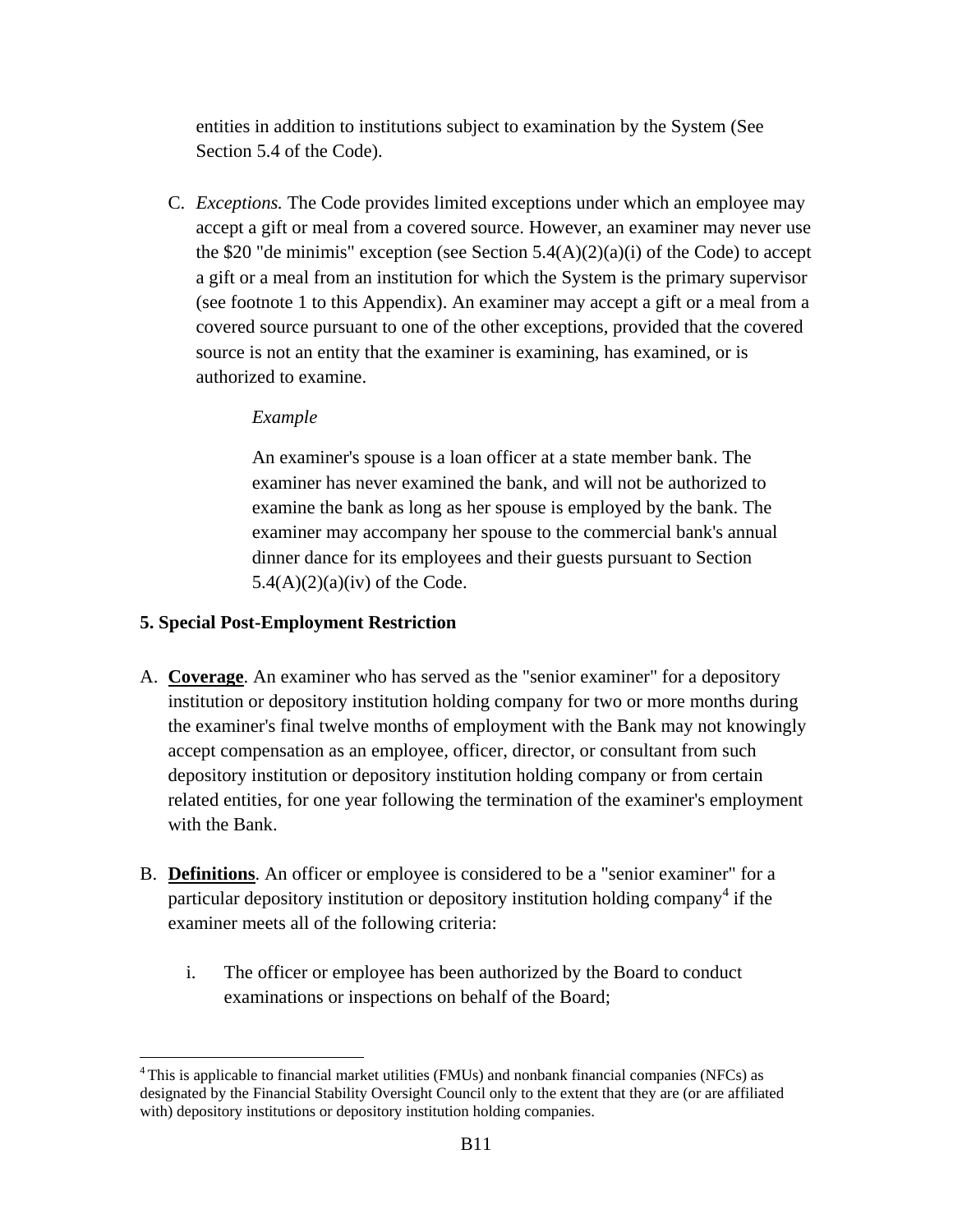entities in addition to institutions subject to examination by the System (See Section 5.4 of the Code).

C. *Exceptions.* The Code provides limited exceptions under which an employee may accept a gift or meal from a covered source. However, an examiner may never use the $20 "de minimis" exception (see Section 5.4(A)(2)(a)(i) of the Code) to accept a gift or a meal from an institution for which the System is the primary supervisor (see footnote 1 to this Appendix). An examiner may accept a gift or a meal from a covered source pursuant to one of the other exceptions, provided that the covered source is not an entity that the examiner is examining, has examined, or is authorized to examine.

> *Example*
>
> An examiner's spouse is a loan officer at a state member bank. The examiner has never examined the bank, and will not be authorized to examine the bank as long as her spouse is employed by the bank. The examiner may accompany her spouse to the commercial bank's annual dinner dance for its employees and their guests pursuant to Section 5.4(A)(2)(a)(iv) of the Code.

### 5. Special Post-Employment Restriction

A. **Coverage**. An examiner who has served as the "senior examiner" for a depository institution or depository institution holding company for two or more months during the examiner's final twelve months of employment with the Bank may not knowingly accept compensation as an employee, officer, director, or consultant from such depository institution or depository institution holding company or from certain related entities, for one year following the termination of the examiner's employment with the Bank.

B. **Definitions**. An officer or employee is considered to be a "senior examiner" for a particular depository institution or depository institution holding company[4] if the examiner meets all of the following criteria:

   i. The officer or employee has been authorized by the Board to conduct examinations or inspections on behalf of the Board;

[4] This is applicable to financial market utilities (FMUs) and nonbank financial companies (NFCs) as designated by the Financial Stability Oversight Council only to the extent that they are (or are affiliated with) depository institutions or depository institution holding companies.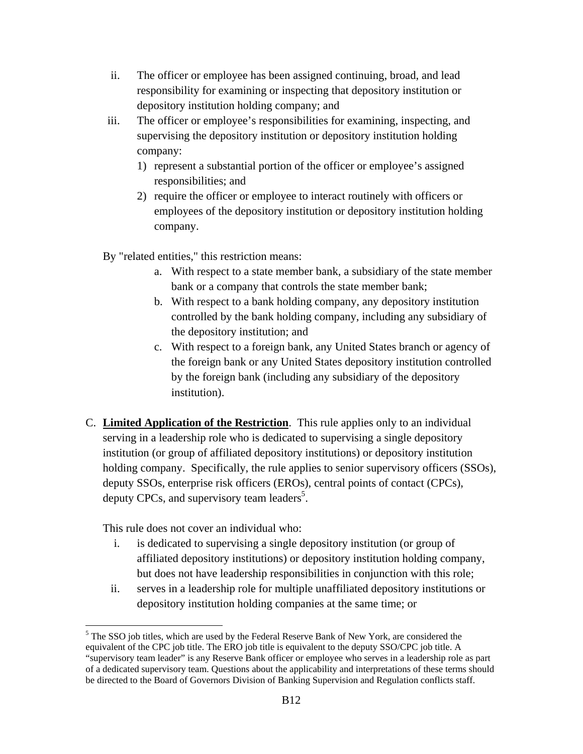ii. The officer or employee has been assigned continuing, broad, and lead responsibility for examining or inspecting that depository institution or depository institution holding company; and

iii. The officer or employee's responsibilities for examining, inspecting, and supervising the depository institution or depository institution holding company:

1) represent a substantial portion of the officer or employee's assigned responsibilities; and
2) require the officer or employee to interact routinely with officers or employees of the depository institution or depository institution holding company.

By "related entities," this restriction means:

a. With respect to a state member bank, a subsidiary of the state member bank or a company that controls the state member bank;
b. With respect to a bank holding company, any depository institution controlled by the bank holding company, including any subsidiary of the depository institution; and
c. With respect to a foreign bank, any United States branch or agency of the foreign bank or any United States depository institution controlled by the foreign bank (including any subsidiary of the depository institution).

C. **Limited Application of the Restriction**. This rule applies only to an individual serving in a leadership role who is dedicated to supervising a single depository institution (or group of affiliated depository institutions) or depository institution holding company. Specifically, the rule applies to senior supervisory officers (SSOs), deputy SSOs, enterprise risk officers (EROs), central points of contact (CPCs), deputy CPCs, and supervisory team leaders[5].

This rule does not cover an individual who:

i. is dedicated to supervising a single depository institution (or group of affiliated depository institutions) or depository institution holding company, but does not have leadership responsibilities in conjunction with this role;

ii. serves in a leadership role for multiple unaffiliated depository institutions or depository institution holding companies at the same time; or

[5] The SSO job titles, which are used by the Federal Reserve Bank of New York, are considered the equivalent of the CPC job title. The ERO job title is equivalent to the deputy SSO/CPC job title. A "supervisory team leader" is any Reserve Bank officer or employee who serves in a leadership role as part of a dedicated supervisory team. Questions about the applicability and interpretations of these terms should be directed to the Board of Governors Division of Banking Supervision and Regulation conflicts staff.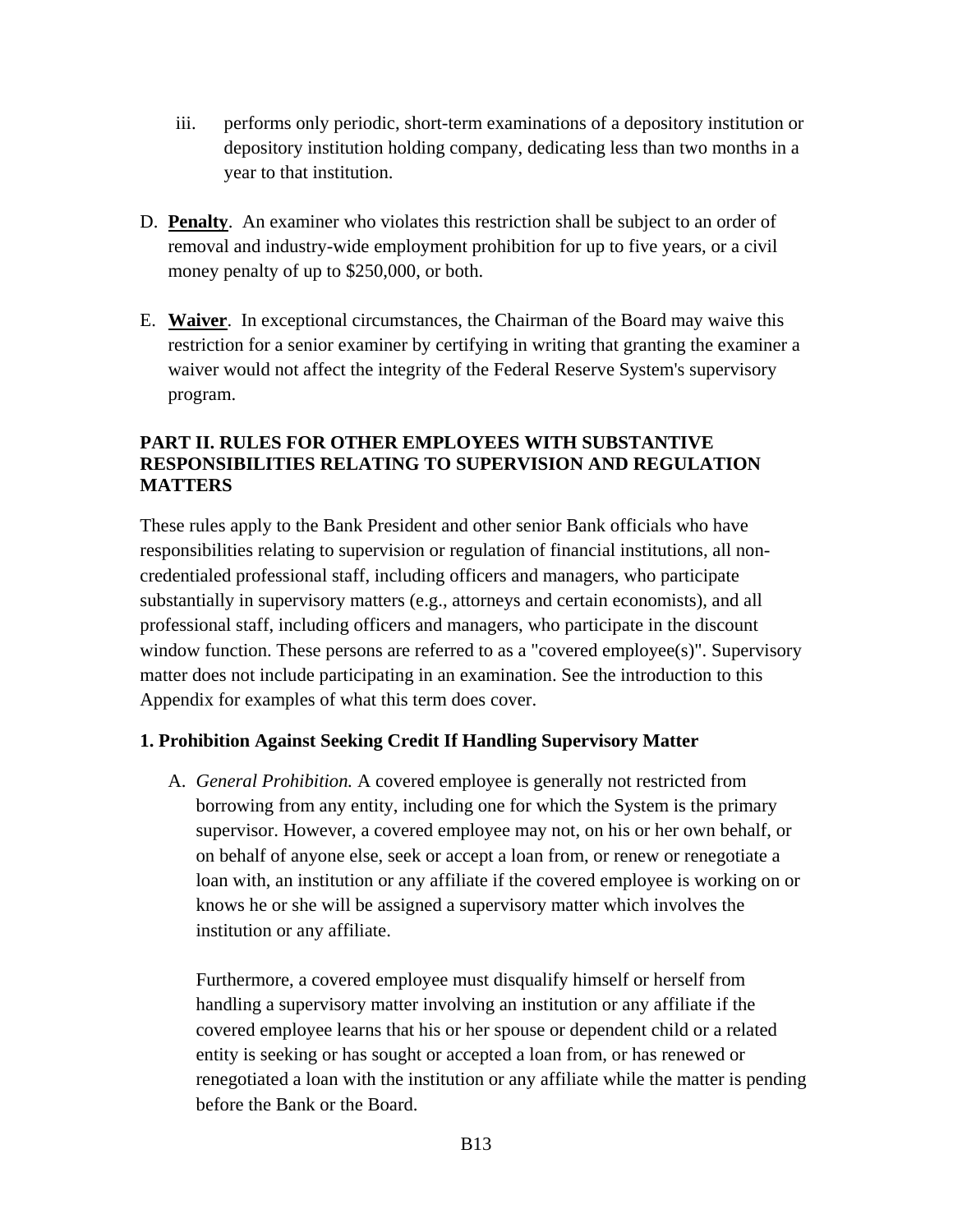iii. performs only periodic, short-term examinations of a depository institution or depository institution holding company, dedicating less than two months in a year to that institution.

D. **Penalty**. An examiner who violates this restriction shall be subject to an order of removal and industry-wide employment prohibition for up to five years, or a civil money penalty of up to $250,000, or both.

E. **Waiver**. In exceptional circumstances, the Chairman of the Board may waive this restriction for a senior examiner by certifying in writing that granting the examiner a waiver would not affect the integrity of the Federal Reserve System's supervisory program.

## PART II. RULES FOR OTHER EMPLOYEES WITH SUBSTANTIVE RESPONSIBILITIES RELATING TO SUPERVISION AND REGULATION MATTERS

These rules apply to the Bank President and other senior Bank officials who have responsibilities relating to supervision or regulation of financial institutions, all non-credentialed professional staff, including officers and managers, who participate substantially in supervisory matters (e.g., attorneys and certain economists), and all professional staff, including officers and managers, who participate in the discount window function. These persons are referred to as a "covered employee(s)". Supervisory matter does not include participating in an examination. See the introduction to this Appendix for examples of what this term does cover.

### 1. Prohibition Against Seeking Credit If Handling Supervisory Matter

A. *General Prohibition.* A covered employee is generally not restricted from borrowing from any entity, including one for which the System is the primary supervisor. However, a covered employee may not, on his or her own behalf, or on behalf of anyone else, seek or accept a loan from, or renew or renegotiate a loan with, an institution or any affiliate if the covered employee is working on or knows he or she will be assigned a supervisory matter which involves the institution or any affiliate.

   Furthermore, a covered employee must disqualify himself or herself from handling a supervisory matter involving an institution or any affiliate if the covered employee learns that his or her spouse or dependent child or a related entity is seeking or has sought or accepted a loan from, or has renewed or renegotiated a loan with the institution or any affiliate while the matter is pending before the Bank or the Board.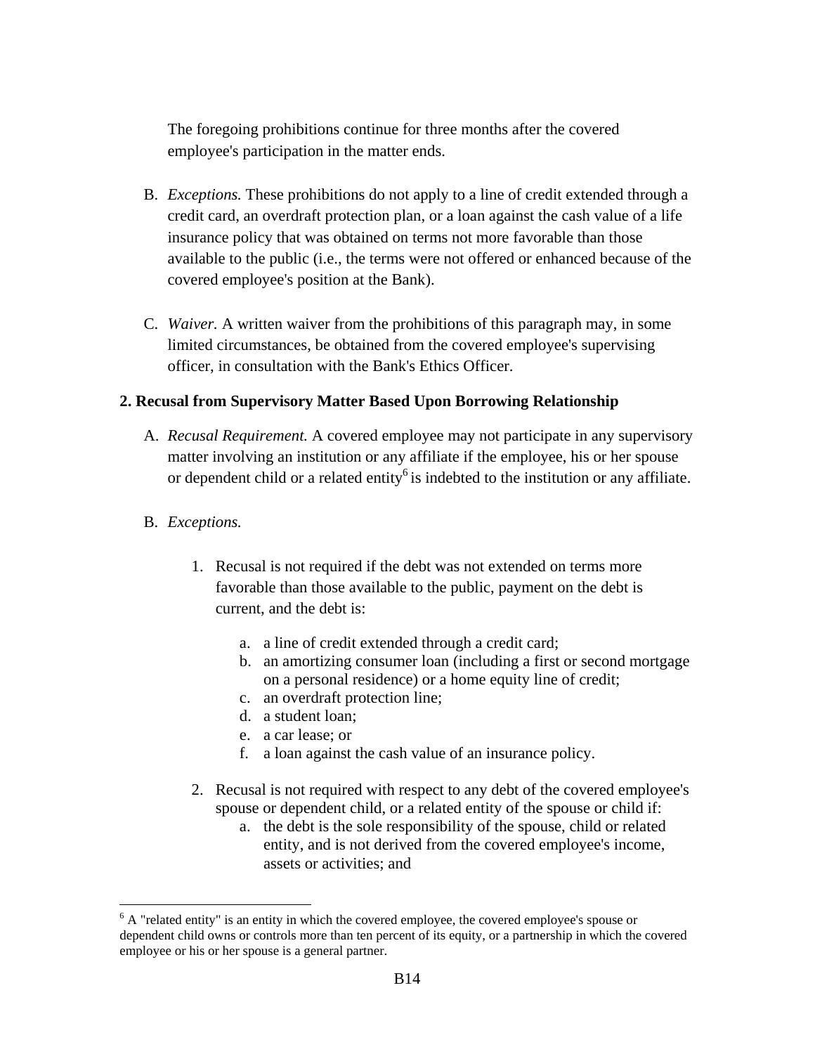The foregoing prohibitions continue for three months after the covered employee's participation in the matter ends.

B. *Exceptions.* These prohibitions do not apply to a line of credit extended through a credit card, an overdraft protection plan, or a loan against the cash value of a life insurance policy that was obtained on terms not more favorable than those available to the public (i.e., the terms were not offered or enhanced because of the covered employee's position at the Bank).

C. *Waiver.* A written waiver from the prohibitions of this paragraph may, in some limited circumstances, be obtained from the covered employee's supervising officer, in consultation with the Bank's Ethics Officer.

**2. Recusal from Supervisory Matter Based Upon Borrowing Relationship**

A. *Recusal Requirement.* A covered employee may not participate in any supervisory matter involving an institution or any affiliate if the employee, his or her spouse or dependent child or a related entity[6] is indebted to the institution or any affiliate.

B. *Exceptions.*

1. Recusal is not required if the debt was not extended on terms more favorable than those available to the public, payment on the debt is current, and the debt is:

    a. a line of credit extended through a credit card;
    b. an amortizing consumer loan (including a first or second mortgage on a personal residence) or a home equity line of credit;
    c. an overdraft protection line;
    d. a student loan;
    e. a car lease; or
    f. a loan against the cash value of an insurance policy.

2. Recusal is not required with respect to any debt of the covered employee's spouse or dependent child, or a related entity of the spouse or child if:
    a. the debt is the sole responsibility of the spouse, child or related entity, and is not derived from the covered employee's income, assets or activities; and

---

[6] A "related entity" is an entity in which the covered employee, the covered employee's spouse or dependent child owns or controls more than ten percent of its equity, or a partnership in which the covered employee or his or her spouse is a general partner.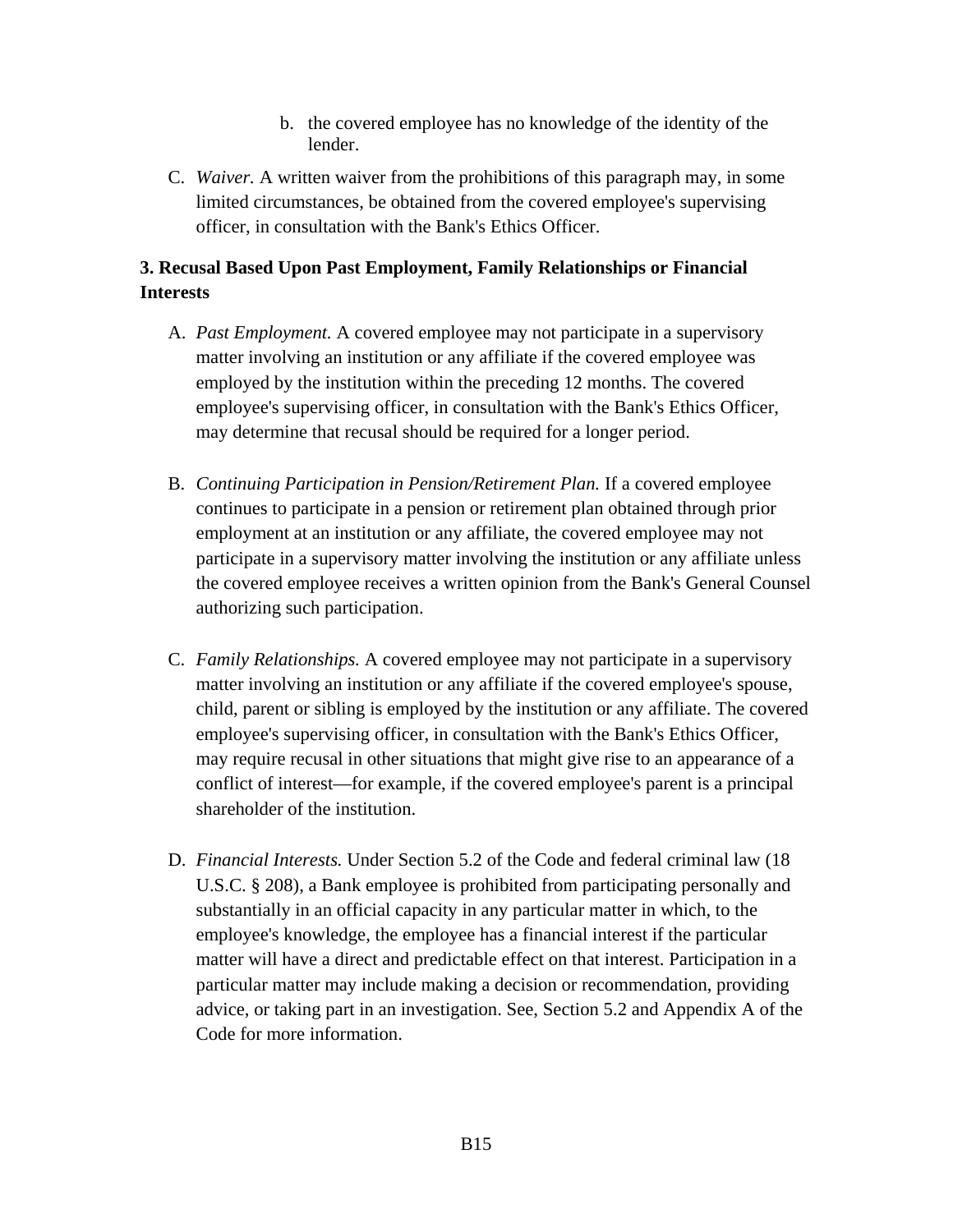b. the covered employee has no knowledge of the identity of the lender.

C. *Waiver.* A written waiver from the prohibitions of this paragraph may, in some limited circumstances, be obtained from the covered employee's supervising officer, in consultation with the Bank's Ethics Officer.

**3. Recusal Based Upon Past Employment, Family Relationships or Financial Interests**

A. *Past Employment.* A covered employee may not participate in a supervisory matter involving an institution or any affiliate if the covered employee was employed by the institution within the preceding 12 months. The covered employee's supervising officer, in consultation with the Bank's Ethics Officer, may determine that recusal should be required for a longer period.

B. *Continuing Participation in Pension/Retirement Plan.* If a covered employee continues to participate in a pension or retirement plan obtained through prior employment at an institution or any affiliate, the covered employee may not participate in a supervisory matter involving the institution or any affiliate unless the covered employee receives a written opinion from the Bank's General Counsel authorizing such participation.

C. *Family Relationships.* A covered employee may not participate in a supervisory matter involving an institution or any affiliate if the covered employee's spouse, child, parent or sibling is employed by the institution or any affiliate. The covered employee's supervising officer, in consultation with the Bank's Ethics Officer, may require recusal in other situations that might give rise to an appearance of a conflict of interest—for example, if the covered employee's parent is a principal shareholder of the institution.

D. *Financial Interests.* Under Section 5.2 of the Code and federal criminal law (18 U.S.C. § 208), a Bank employee is prohibited from participating personally and substantially in an official capacity in any particular matter in which, to the employee's knowledge, the employee has a financial interest if the particular matter will have a direct and predictable effect on that interest. Participation in a particular matter may include making a decision or recommendation, providing advice, or taking part in an investigation. See, Section 5.2 and Appendix A of the Code for more information.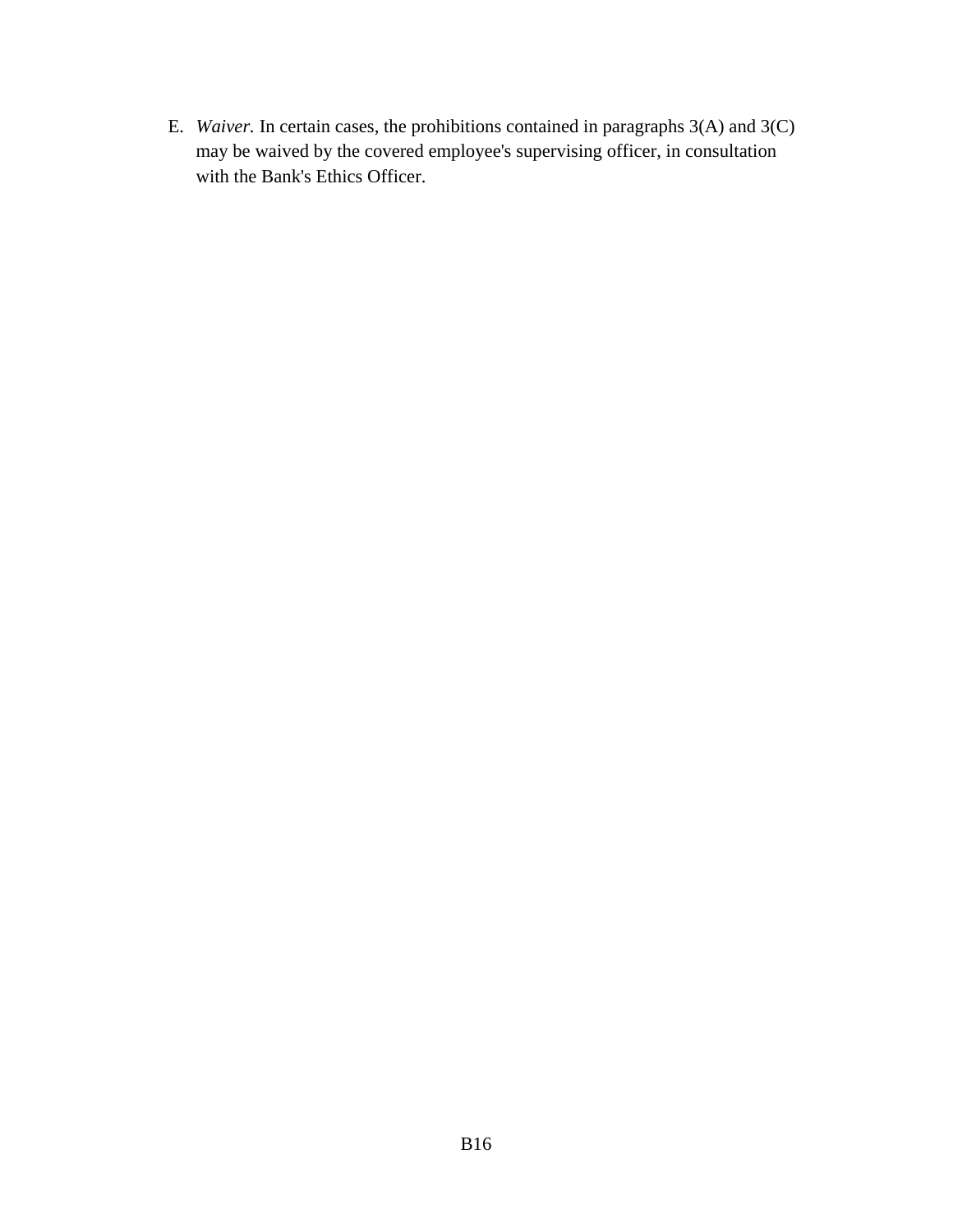E. *Waiver.* In certain cases, the prohibitions contained in paragraphs 3(A) and 3(C) may be waived by the covered employee's supervising officer, in consultation with the Bank's Ethics Officer.